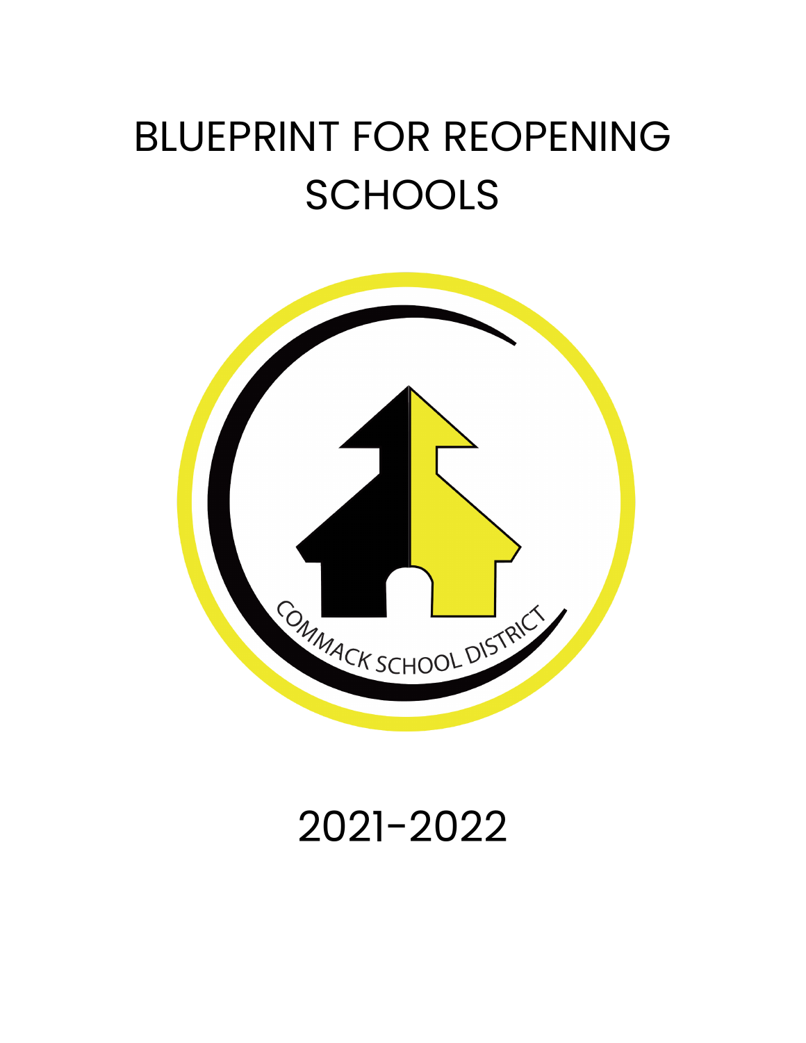# BLUEPRINT FOR REOPENING SCHOOLS

COMMACK SCHOOL DISTRICT

2021-2022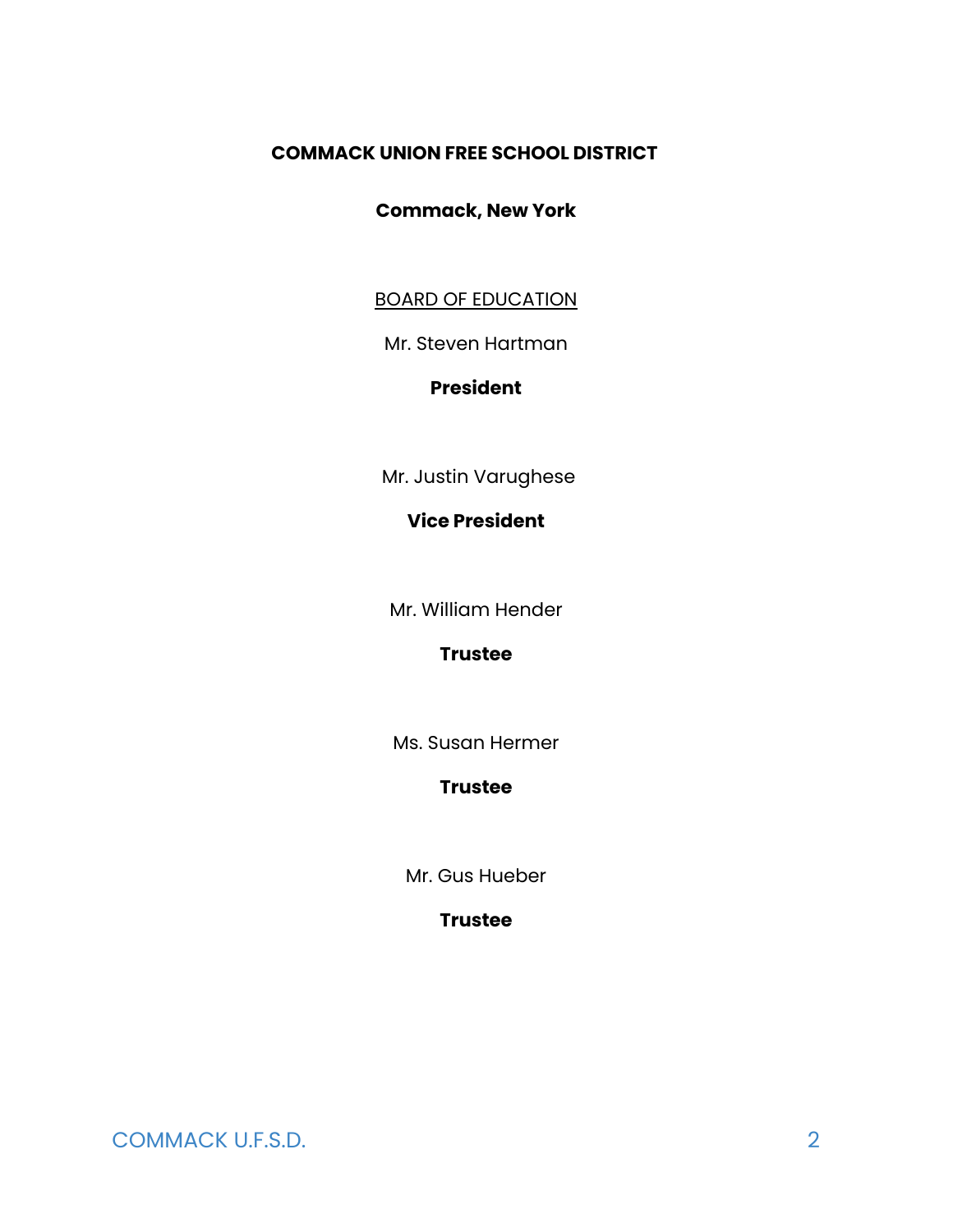**COMMACK UNION FREE SCHOOL DISTRICT**

**Commack, New York**

<u>BOARD OF EDUCATION</u>

Mr. Steven Hartman

**President**

Mr. Justin Varughese

**Vice President**

Mr. William Hender

**Trustee**

Ms. Susan Hermer

**Trustee**

Mr. Gus Hueber

**Trustee**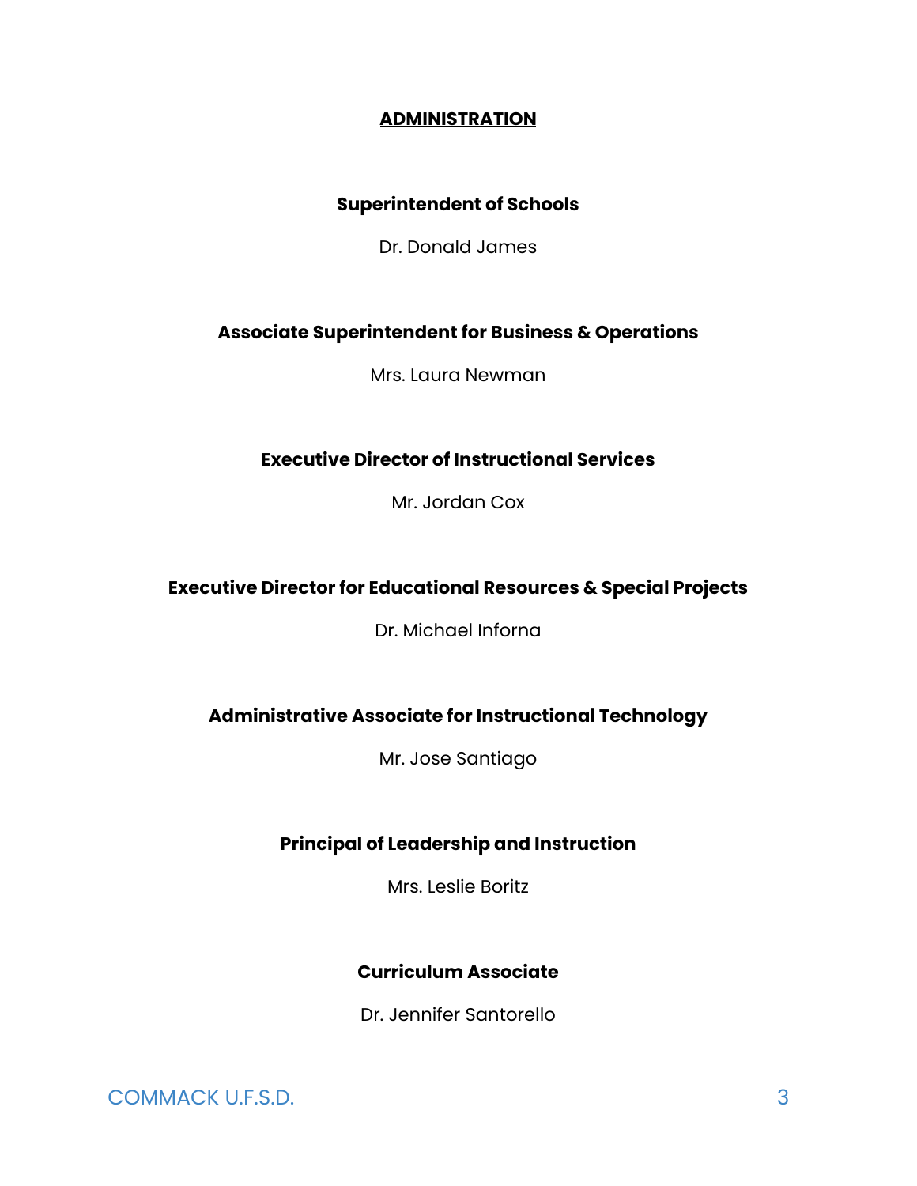## ADMINISTRATION

**Superintendent of Schools**

Dr. Donald James

**Associate Superintendent for Business & Operations**

Mrs. Laura Newman

**Executive Director of Instructional Services**

Mr. Jordan Cox

**Executive Director for Educational Resources & Special Projects**

Dr. Michael Inforna

**Administrative Associate for Instructional Technology**

Mr. Jose Santiago

**Principal of Leadership and Instruction**

Mrs. Leslie Boritz

**Curriculum Associate**

Dr. Jennifer Santorello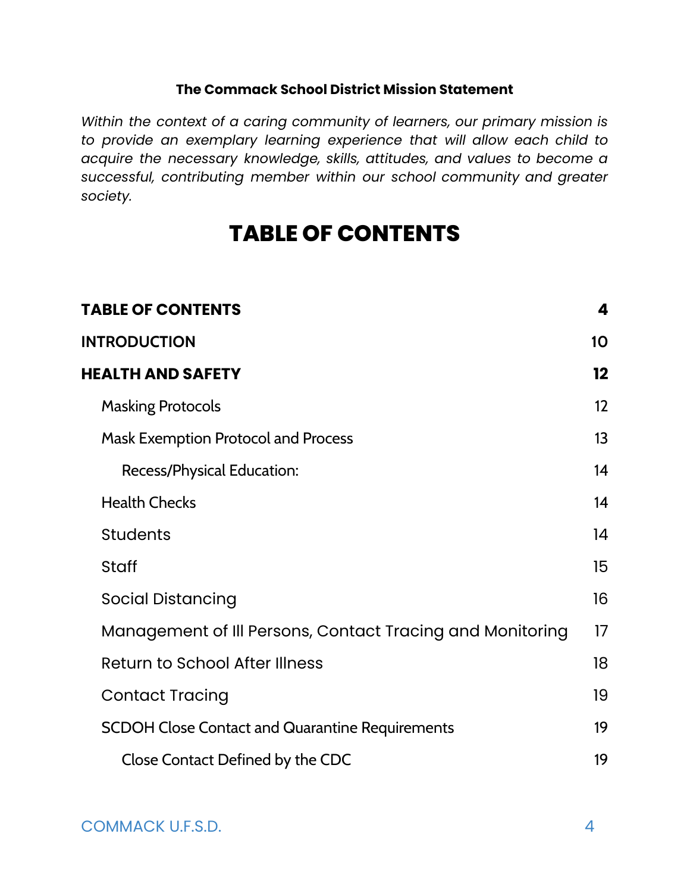**The Commack School District Mission Statement**

*Within the context of a caring community of learners, our primary mission is to provide an exemplary learning experience that will allow each child to acquire the necessary knowledge, skills, attitudes, and values to become a successful, contributing member within our school community and greater society.*

# TABLE OF CONTENTS

| | |
|---|---|
| **TABLE OF CONTENTS** | **4** |
| **INTRODUCTION** | **10** |
| **HEALTH AND SAFETY** | **12** |
| Masking Protocols | 12 |
| Mask Exemption Protocol and Process | 13 |
| Recess/Physical Education: | 14 |
| Health Checks | 14 |
| Students | 14 |
| Staff | 15 |
| Social Distancing | 16 |
| Management of Ill Persons, Contact Tracing and Monitoring | 17 |
| Return to School After Illness | 18 |
| Contact Tracing | 19 |
| SCDOH Close Contact and Quarantine Requirements | 19 |
| Close Contact Defined by the CDC | 19 |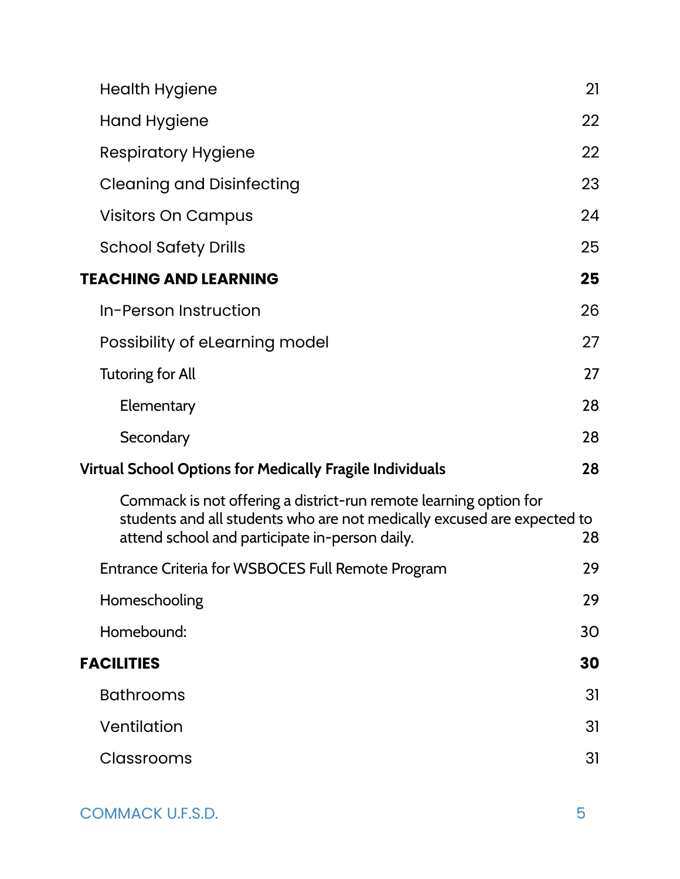Health Hygiene 21

Hand Hygiene 22

Respiratory Hygiene 22

Cleaning and Disinfecting 23

Visitors On Campus 24

School Safety Drills 25

**TEACHING AND LEARNING 25**

In-Person Instruction 26

Possibility of eLearning model 27

Tutoring for All 27

Elementary 28

Secondary 28

**Virtual School Options for Medically Fragile Individuals 28**

Commack is not offering a district-run remote learning option for students and all students who are not medically excused are expected to attend school and participate in-person daily. 28

Entrance Criteria for WSBOCES Full Remote Program 29

Homeschooling 29

Homebound: 30

**FACILITIES 30**

Bathrooms 31

Ventilation 31

Classrooms 31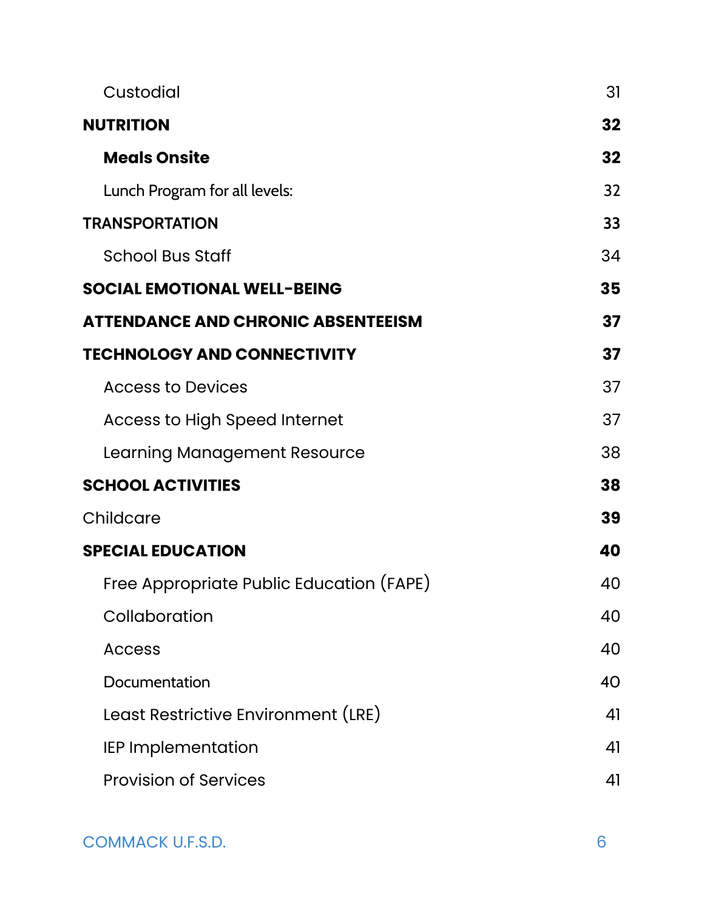| | |
|---|---|
| Custodial | 31 |
| **NUTRITION** | **32** |
| **Meals Onsite** | **32** |
| Lunch Program for all levels: | 32 |
| **TRANSPORTATION** | **33** |
| School Bus Staff | 34 |
| **SOCIAL EMOTIONAL WELL-BEING** | **35** |
| **ATTENDANCE AND CHRONIC ABSENTEEISM** | **37** |
| **TECHNOLOGY AND CONNECTIVITY** | **37** |
| Access to Devices | 37 |
| Access to High Speed Internet | 37 |
| Learning Management Resource | 38 |
| **SCHOOL ACTIVITIES** | **38** |
| Childcare | **39** |
| **SPECIAL EDUCATION** | **40** |
| Free Appropriate Public Education (FAPE) | 40 |
| Collaboration | 40 |
| Access | 40 |
| Documentation | 40 |
| Least Restrictive Environment (LRE) | 41 |
| IEP Implementation | 41 |
| Provision of Services | 41 |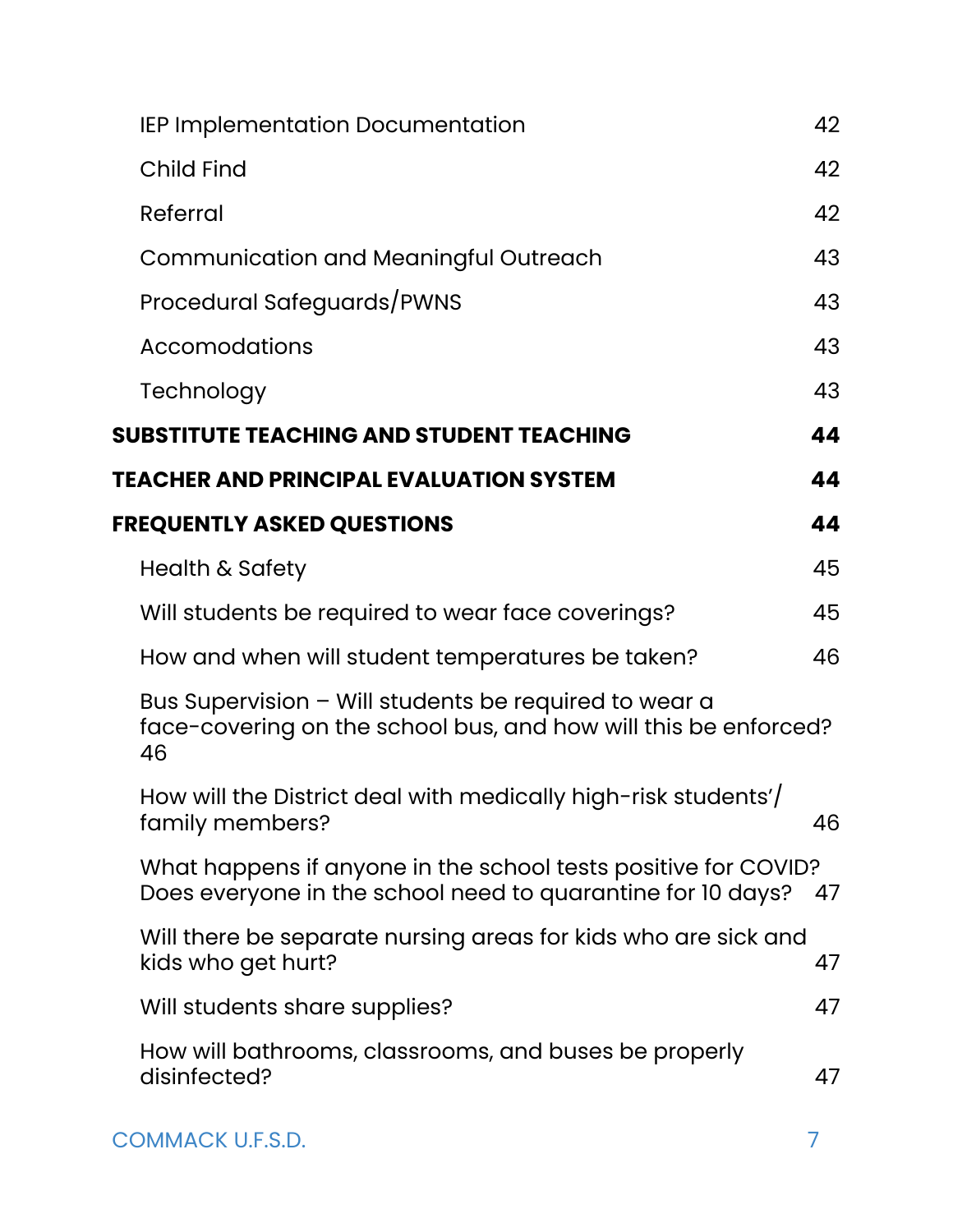| | |
|---|---|
| IEP Implementation Documentation | 42 |
| Child Find | 42 |
| Referral | 42 |
| Communication and Meaningful Outreach | 43 |
| Procedural Safeguards/PWNS | 43 |
| Accomodations | 43 |
| Technology | 43 |
| **SUBSTITUTE TEACHING AND STUDENT TEACHING** | **44** |
| **TEACHER AND PRINCIPAL EVALUATION SYSTEM** | **44** |
| **FREQUENTLY ASKED QUESTIONS** | **44** |
| Health & Safety | 45 |
| Will students be required to wear face coverings? | 45 |
| How and when will student temperatures be taken? | 46 |
| Bus Supervision – Will students be required to wear a face-covering on the school bus, and how will this be enforced? | 46 |
| How will the District deal with medically high-risk students'/ family members? | 46 |
| What happens if anyone in the school tests positive for COVID? Does everyone in the school need to quarantine for 10 days? | 47 |
| Will there be separate nursing areas for kids who are sick and kids who get hurt? | 47 |
| Will students share supplies? | 47 |
| How will bathrooms, classrooms, and buses be properly disinfected? | 47 |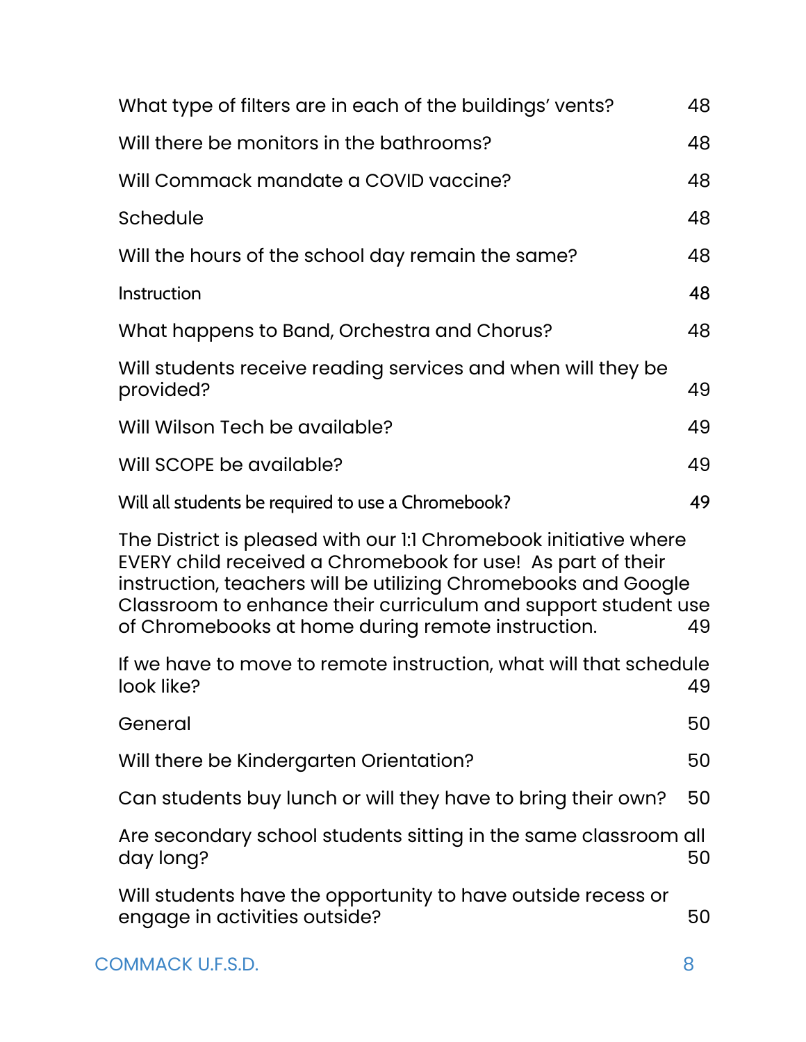| | |
|---|---|
| What type of filters are in each of the buildings' vents? | 48 |
| Will there be monitors in the bathrooms? | 48 |
| Will Commack mandate a COVID vaccine? | 48 |
| Schedule | 48 |
| Will the hours of the school day remain the same? | 48 |
| Instruction | 48 |
| What happens to Band, Orchestra and Chorus? | 48 |
| Will students receive reading services and when will they be provided? | 49 |
| Will Wilson Tech be available? | 49 |
| Will SCOPE be available? | 49 |
| Will all students be required to use a Chromebook? | 49 |
| The District is pleased with our 1:1 Chromebook initiative where EVERY child received a Chromebook for use! As part of their instruction, teachers will be utilizing Chromebooks and Google Classroom to enhance their curriculum and support student use of Chromebooks at home during remote instruction. | 49 |
| If we have to move to remote instruction, what will that schedule look like? | 49 |
| General | 50 |
| Will there be Kindergarten Orientation? | 50 |
| Can students buy lunch or will they have to bring their own? | 50 |
| Are secondary school students sitting in the same classroom all day long? | 50 |
| Will students have the opportunity to have outside recess or engage in activities outside? | 50 |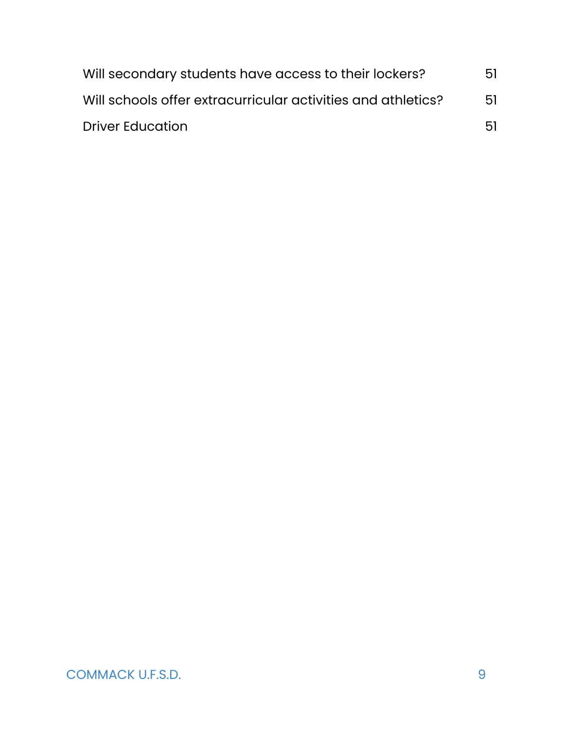| | |
|---|---|
| Will secondary students have access to their lockers? | 51 |
| Will schools offer extracurricular activities and athletics? | 51 |
| Driver Education | 51 |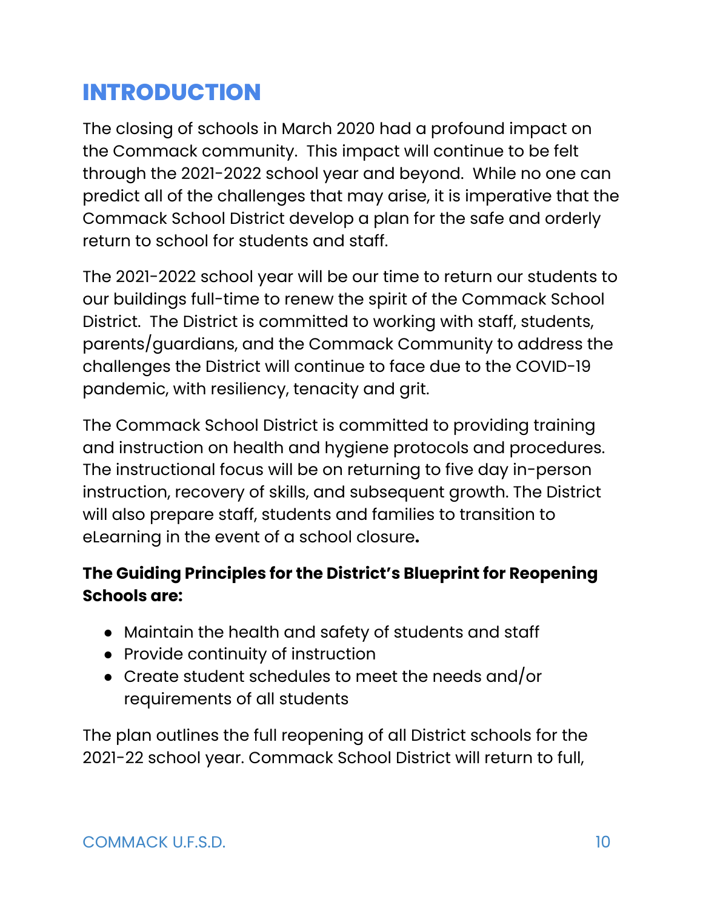# INTRODUCTION

The closing of schools in March 2020 had a profound impact on the Commack community. This impact will continue to be felt through the 2021-2022 school year and beyond. While no one can predict all of the challenges that may arise, it is imperative that the Commack School District develop a plan for the safe and orderly return to school for students and staff.

The 2021-2022 school year will be our time to return our students to our buildings full-time to renew the spirit of the Commack School District. The District is committed to working with staff, students, parents/guardians, and the Commack Community to address the challenges the District will continue to face due to the COVID-19 pandemic, with resiliency, tenacity and grit.

The Commack School District is committed to providing training and instruction on health and hygiene protocols and procedures. The instructional focus will be on returning to five day in-person instruction, recovery of skills, and subsequent growth. The District will also prepare staff, students and families to transition to eLearning in the event of a school closure**.**

**The Guiding Principles for the District's Blueprint for Reopening Schools are:**

- Maintain the health and safety of students and staff
- Provide continuity of instruction
- Create student schedules to meet the needs and/or requirements of all students

The plan outlines the full reopening of all District schools for the 2021-22 school year. Commack School District will return to full,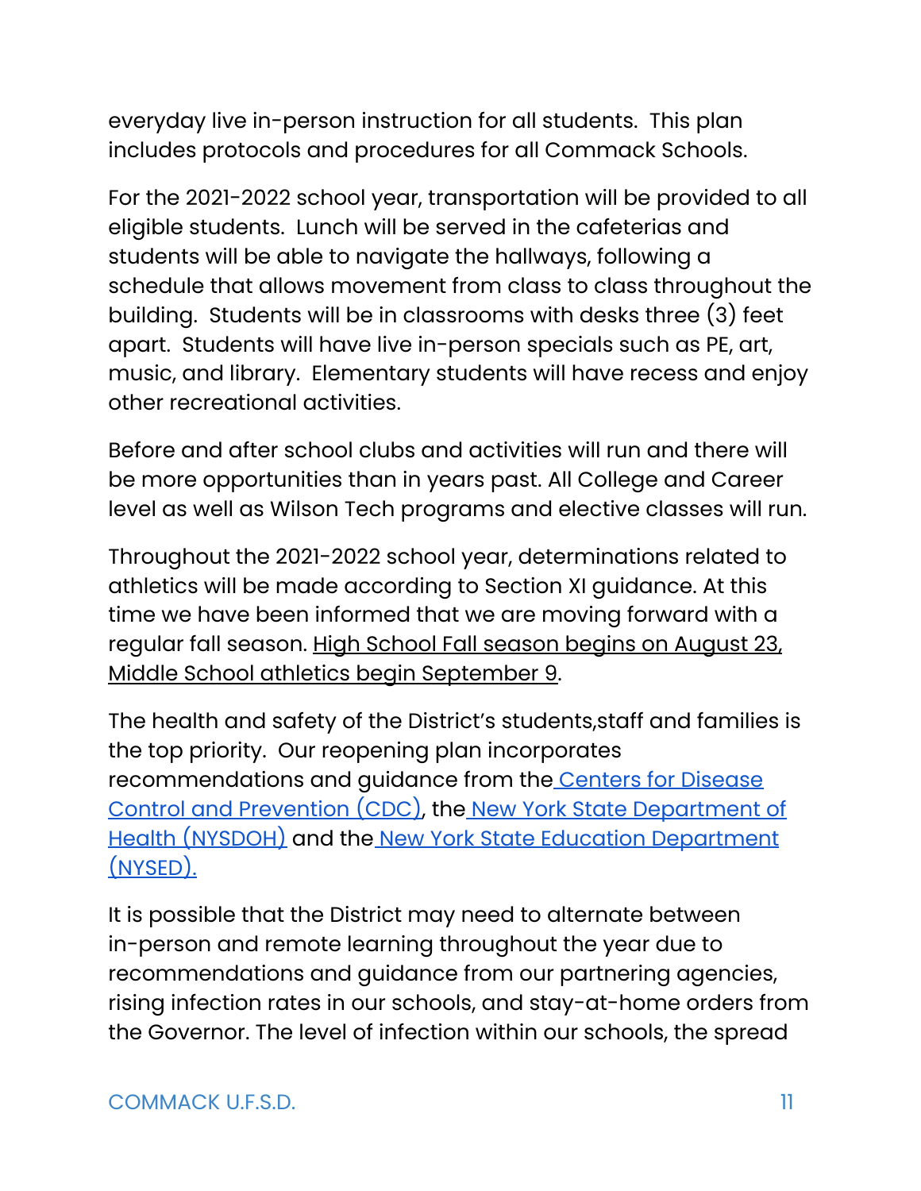everyday live in-person instruction for all students.  This plan includes protocols and procedures for all Commack Schools.

For the 2021-2022 school year, transportation will be provided to all eligible students.  Lunch will be served in the cafeterias and students will be able to navigate the hallways, following a schedule that allows movement from class to class throughout the building.  Students will be in classrooms with desks three (3) feet apart.  Students will have live in-person specials such as PE, art, music, and library.  Elementary students will have recess and enjoy other recreational activities.

Before and after school clubs and activities will run and there will be more opportunities than in years past. All College and Career level as well as Wilson Tech programs and elective classes will run.

Throughout the 2021-2022 school year, determinations related to athletics will be made according to Section XI guidance. At this time we have been informed that we are moving forward with a regular fall season. High School Fall season begins on August 23, Middle School athletics begin September 9.

The health and safety of the District's students,staff and families is the top priority.  Our reopening plan incorporates recommendations and guidance from the Centers for Disease Control and Prevention (CDC), the New York State Department of Health (NYSDOH) and the New York State Education Department (NYSED).

It is possible that the District may need to alternate between in-person and remote learning throughout the year due to recommendations and guidance from our partnering agencies, rising infection rates in our schools, and stay-at-home orders from the Governor. The level of infection within our schools, the spread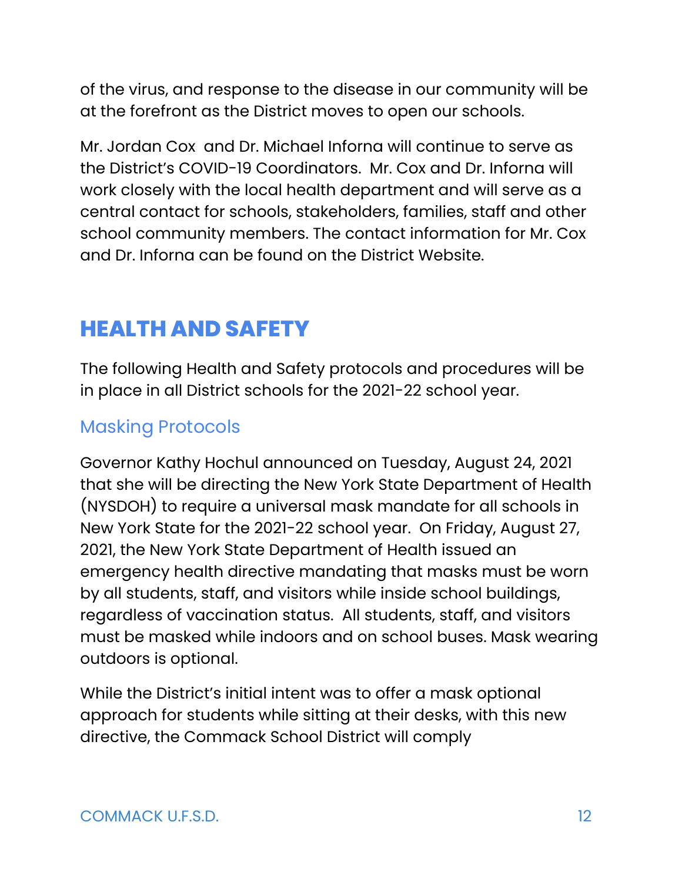of the virus, and response to the disease in our community will be at the forefront as the District moves to open our schools.

Mr. Jordan Cox and Dr. Michael Inforna will continue to serve as the District's COVID-19 Coordinators. Mr. Cox and Dr. Inforna will work closely with the local health department and will serve as a central contact for schools, stakeholders, families, staff and other school community members. The contact information for Mr. Cox and Dr. Inforna can be found on the District Website.

# HEALTH AND SAFETY

The following Health and Safety protocols and procedures will be in place in all District schools for the 2021-22 school year.

## Masking Protocols

Governor Kathy Hochul announced on Tuesday, August 24, 2021 that she will be directing the New York State Department of Health (NYSDOH) to require a universal mask mandate for all schools in New York State for the 2021-22 school year. On Friday, August 27, 2021, the New York State Department of Health issued an emergency health directive mandating that masks must be worn by all students, staff, and visitors while inside school buildings, regardless of vaccination status. All students, staff, and visitors must be masked while indoors and on school buses. Mask wearing outdoors is optional.

While the District's initial intent was to offer a mask optional approach for students while sitting at their desks, with this new directive, the Commack School District will comply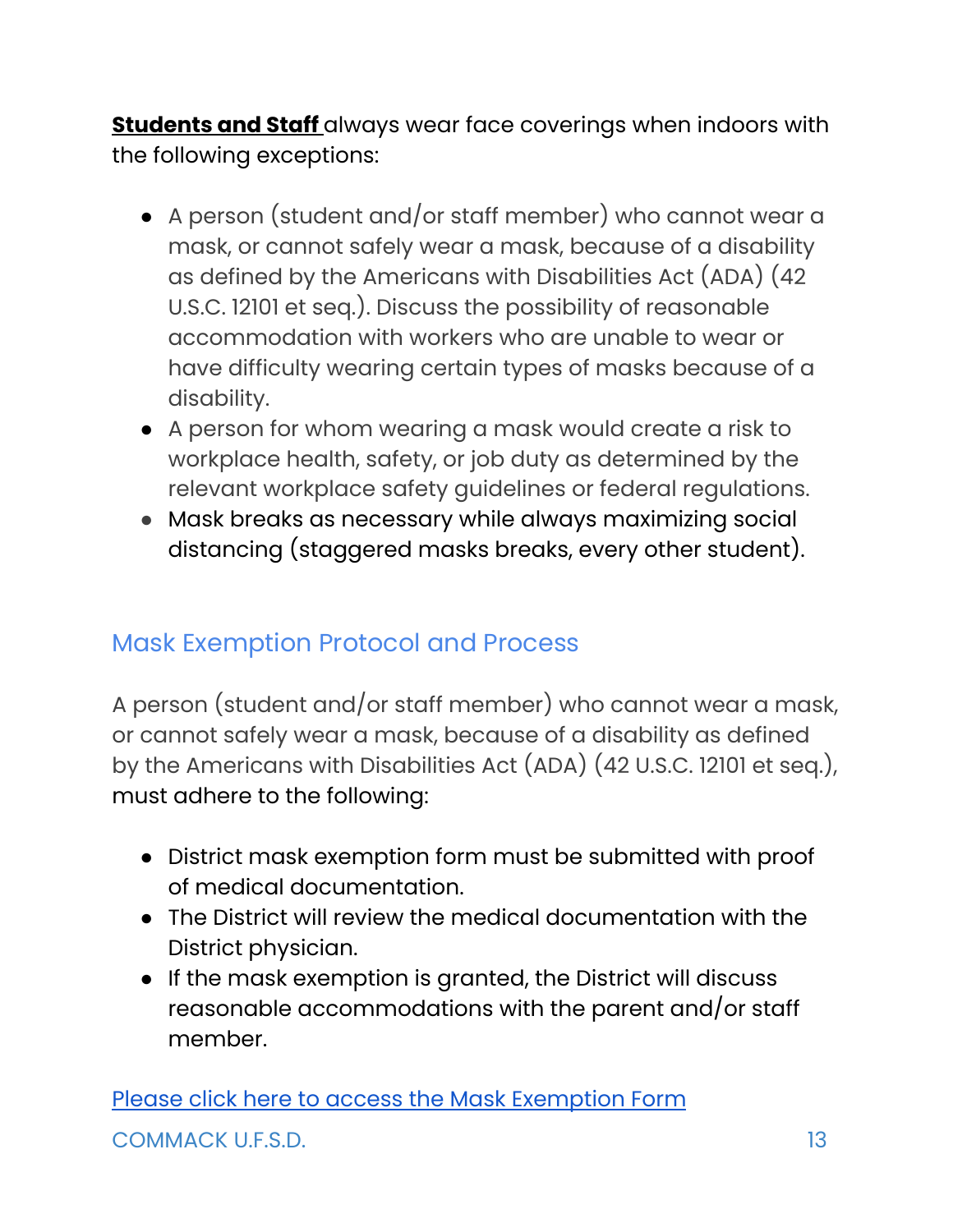**Students and Staff** always wear face coverings when indoors with the following exceptions:

- A person (student and/or staff member) who cannot wear a mask, or cannot safely wear a mask, because of a disability as defined by the Americans with Disabilities Act (ADA) (42 U.S.C. 12101 et seq.). Discuss the possibility of reasonable accommodation with workers who are unable to wear or have difficulty wearing certain types of masks because of a disability.
- A person for whom wearing a mask would create a risk to workplace health, safety, or job duty as determined by the relevant workplace safety guidelines or federal regulations.
- Mask breaks as necessary while always maximizing social distancing (staggered masks breaks, every other student).

## Mask Exemption Protocol and Process

A person (student and/or staff member) who cannot wear a mask, or cannot safely wear a mask, because of a disability as defined by the Americans with Disabilities Act (ADA) (42 U.S.C. 12101 et seq.), must adhere to the following:

- District mask exemption form must be submitted with proof of medical documentation.
- The District will review the medical documentation with the District physician.
- If the mask exemption is granted, the District will discuss reasonable accommodations with the parent and/or staff member.

Please click here to access the Mask Exemption Form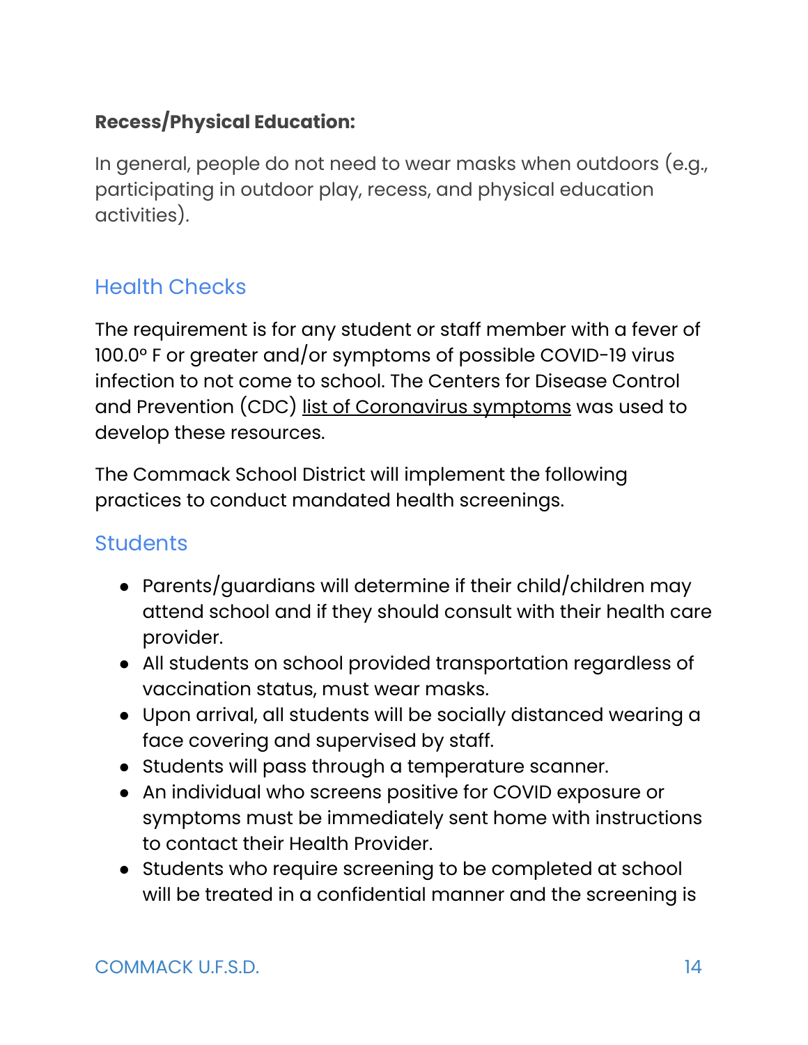**Recess/Physical Education:**

In general, people do not need to wear masks when outdoors (e.g., participating in outdoor play, recess, and physical education activities).

## Health Checks

The requirement is for any student or staff member with a fever of 100.0° F or greater and/or symptoms of possible COVID-19 virus infection to not come to school. The Centers for Disease Control and Prevention (CDC) list of Coronavirus symptoms was used to develop these resources.

The Commack School District will implement the following practices to conduct mandated health screenings.

### Students

- Parents/guardians will determine if their child/children may attend school and if they should consult with their health care provider.
- All students on school provided transportation regardless of vaccination status, must wear masks.
- Upon arrival, all students will be socially distanced wearing a face covering and supervised by staff.
- Students will pass through a temperature scanner.
- An individual who screens positive for COVID exposure or symptoms must be immediately sent home with instructions to contact their Health Provider.
- Students who require screening to be completed at school will be treated in a confidential manner and the screening is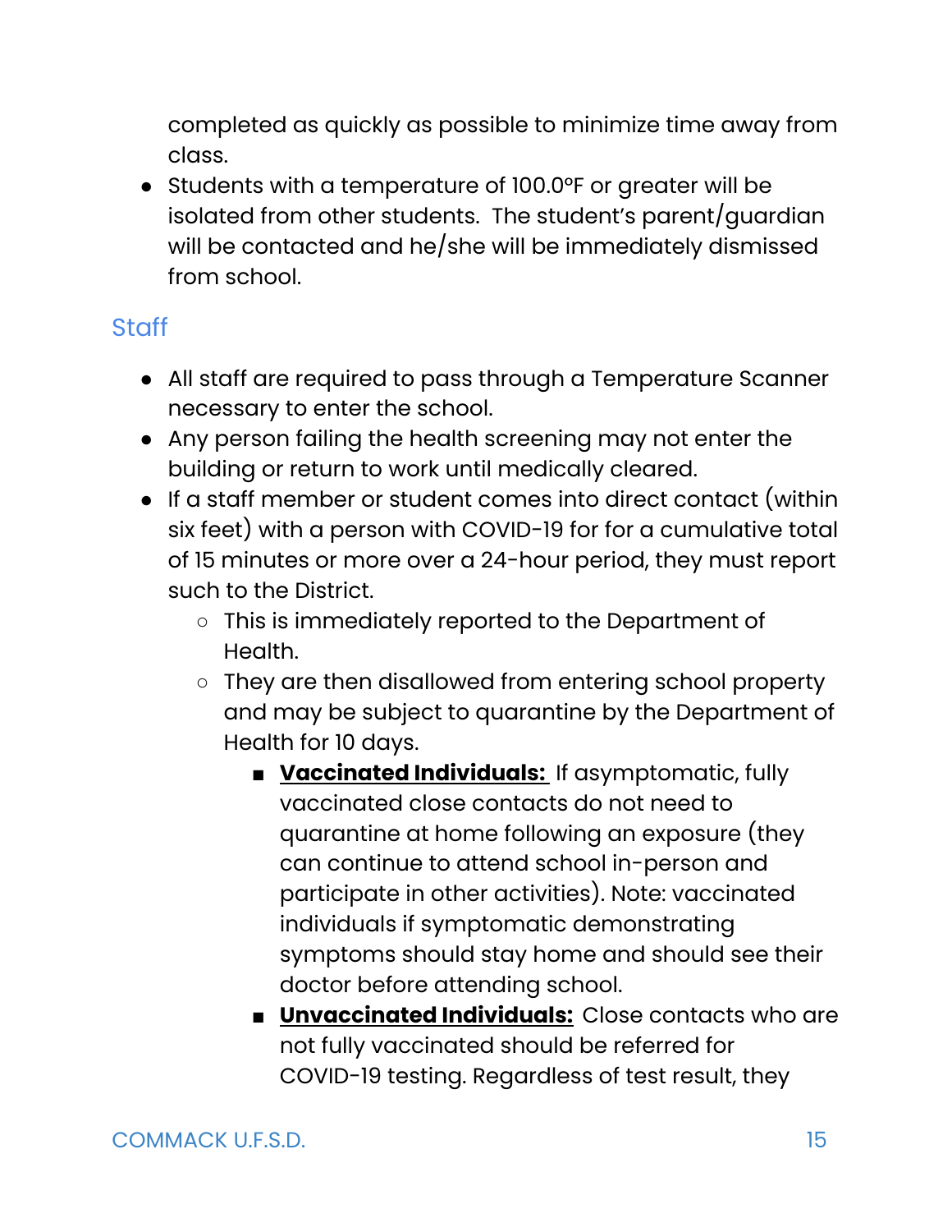completed as quickly as possible to minimize time away from class.

- Students with a temperature of 100.0°F or greater will be isolated from other students. The student's parent/guardian will be contacted and he/she will be immediately dismissed from school.

## Staff

- All staff are required to pass through a Temperature Scanner necessary to enter the school.
- Any person failing the health screening may not enter the building or return to work until medically cleared.
- If a staff member or student comes into direct contact (within six feet) with a person with COVID-19 for for a cumulative total of 15 minutes or more over a 24-hour period, they must report such to the District.
  - This is immediately reported to the Department of Health.
  - They are then disallowed from entering school property and may be subject to quarantine by the Department of Health for 10 days.
    - **<u>Vaccinated Individuals:</u>** If asymptomatic, fully vaccinated close contacts do not need to quarantine at home following an exposure (they can continue to attend school in-person and participate in other activities). Note: vaccinated individuals if symptomatic demonstrating symptoms should stay home and should see their doctor before attending school.
    - **<u>Unvaccinated Individuals:</u>** Close contacts who are not fully vaccinated should be referred for COVID-19 testing. Regardless of test result, they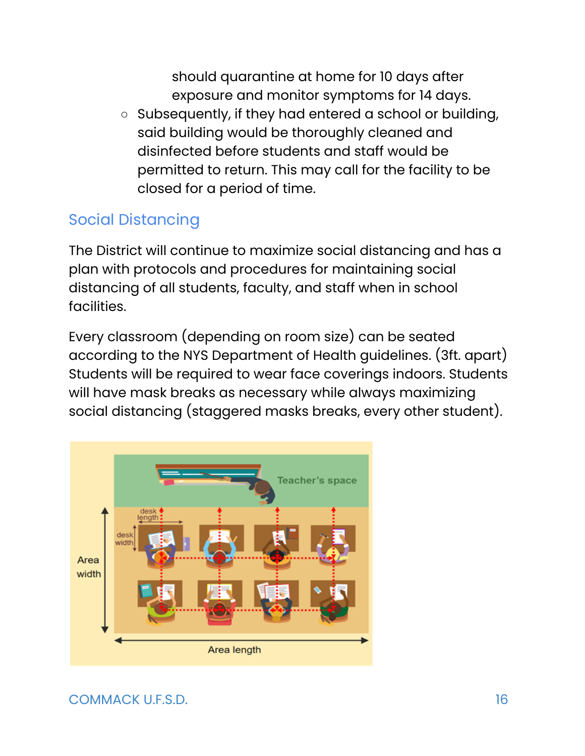should quarantine at home for 10 days after exposure and monitor symptoms for 14 days.

- Subsequently, if they had entered a school or building, said building would be thoroughly cleaned and disinfected before students and staff would be permitted to return. This may call for the facility to be closed for a period of time.

## Social Distancing

The District will continue to maximize social distancing and has a plan with protocols and procedures for maintaining social distancing of all students, faculty, and staff when in school facilities.

Every classroom (depending on room size) can be seated according to the NYS Department of Health guidelines. (3ft. apart) Students will be required to wear face coverings indoors. Students will have mask breaks as necessary while always maximizing social distancing (staggered masks breaks, every other student).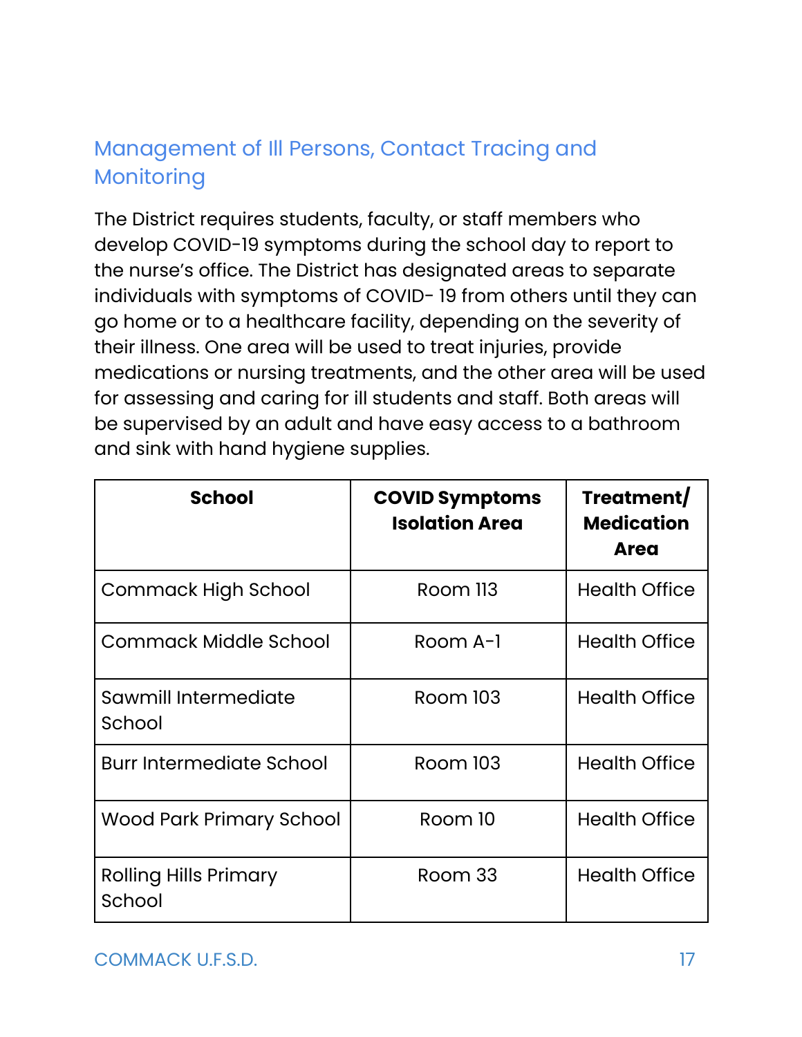## Management of Ill Persons, Contact Tracing and Monitoring

The District requires students, faculty, or staff members who develop COVID-19 symptoms during the school day to report to the nurse's office. The District has designated areas to separate individuals with symptoms of COVID- 19 from others until they can go home or to a healthcare facility, depending on the severity of their illness. One area will be used to treat injuries, provide medications or nursing treatments, and the other area will be used for assessing and caring for ill students and staff. Both areas will be supervised by an adult and have easy access to a bathroom and sink with hand hygiene supplies.

| School | COVID Symptoms Isolation Area | Treatment/ Medication Area |
|---|---|---|
| Commack High School | Room 113 | Health Office |
| Commack Middle School | Room A-1 | Health Office |
| Sawmill Intermediate School | Room 103 | Health Office |
| Burr Intermediate School | Room 103 | Health Office |
| Wood Park Primary School | Room 10 | Health Office |
| Rolling Hills Primary School | Room 33 | Health Office |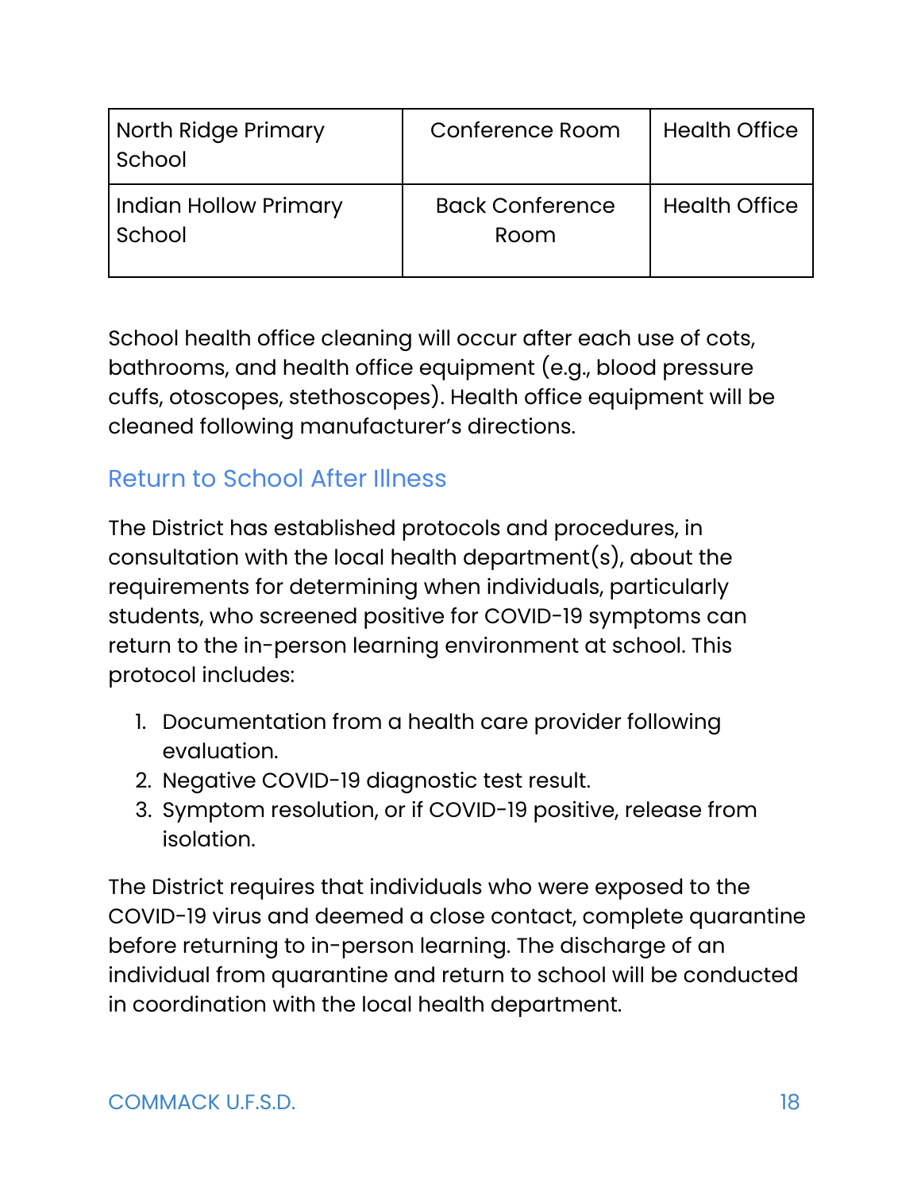| North Ridge Primary School | Conference Room | Health Office |
| --- | --- | --- |
| Indian Hollow Primary School | Back Conference Room | Health Office |

School health office cleaning will occur after each use of cots, bathrooms, and health office equipment (e.g., blood pressure cuffs, otoscopes, stethoscopes). Health office equipment will be cleaned following manufacturer's directions.

## Return to School After Illness

The District has established protocols and procedures, in consultation with the local health department(s), about the requirements for determining when individuals, particularly students, who screened positive for COVID-19 symptoms can return to the in-person learning environment at school. This protocol includes:

1. Documentation from a health care provider following evaluation.
2. Negative COVID-19 diagnostic test result.
3. Symptom resolution, or if COVID-19 positive, release from isolation.

The District requires that individuals who were exposed to the COVID-19 virus and deemed a close contact, complete quarantine before returning to in-person learning. The discharge of an individual from quarantine and return to school will be conducted in coordination with the local health department.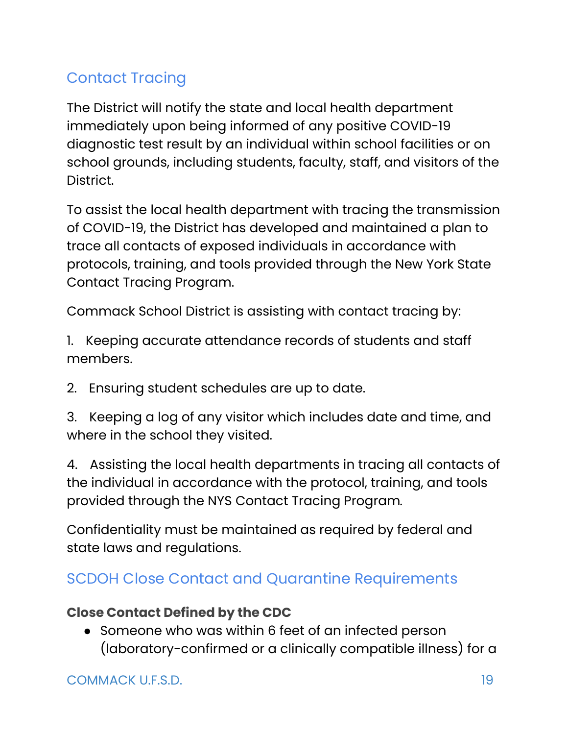## Contact Tracing

The District will notify the state and local health department immediately upon being informed of any positive COVID-19 diagnostic test result by an individual within school facilities or on school grounds, including students, faculty, staff, and visitors of the District.

To assist the local health department with tracing the transmission of COVID-19, the District has developed and maintained a plan to trace all contacts of exposed individuals in accordance with protocols, training, and tools provided through the New York State Contact Tracing Program.

Commack School District is assisting with contact tracing by:

1. Keeping accurate attendance records of students and staff members.

2. Ensuring student schedules are up to date.

3. Keeping a log of any visitor which includes date and time, and where in the school they visited.

4. Assisting the local health departments in tracing all contacts of the individual in accordance with the protocol, training, and tools provided through the NYS Contact Tracing Program.

Confidentiality must be maintained as required by federal and state laws and regulations.

## SCDOH Close Contact and Quarantine Requirements

**Close Contact Defined by the CDC**

- Someone who was within 6 feet of an infected person (laboratory-confirmed or a clinically compatible illness) for a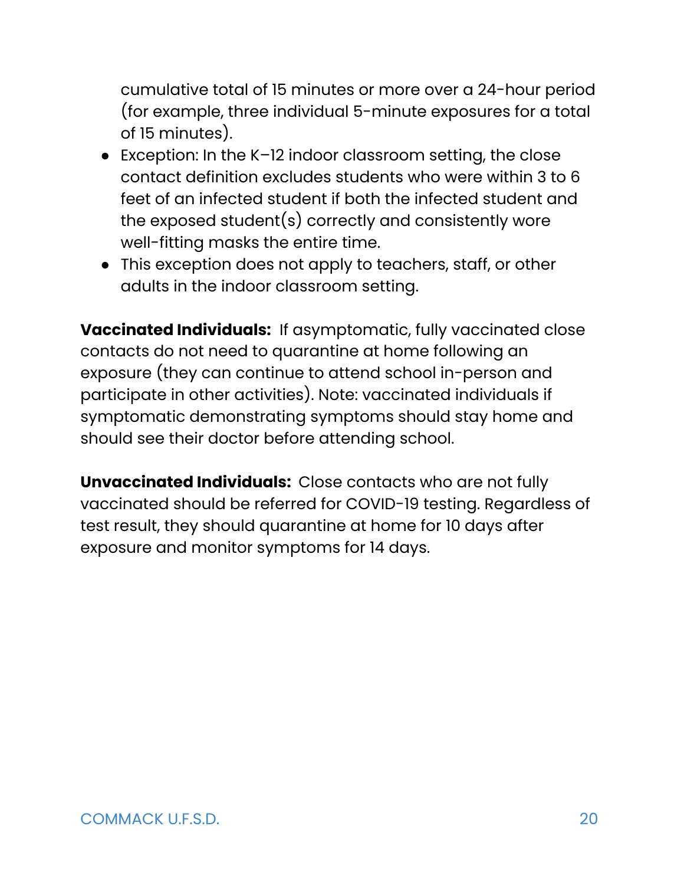cumulative total of 15 minutes or more over a 24-hour period (for example, three individual 5-minute exposures for a total of 15 minutes).

- Exception: In the K–12 indoor classroom setting, the close contact definition excludes students who were within 3 to 6 feet of an infected student if both the infected student and the exposed student(s) correctly and consistently wore well-fitting masks the entire time.
- This exception does not apply to teachers, staff, or other adults in the indoor classroom setting.

**Vaccinated Individuals:** If asymptomatic, fully vaccinated close contacts do not need to quarantine at home following an exposure (they can continue to attend school in-person and participate in other activities). Note: vaccinated individuals if symptomatic demonstrating symptoms should stay home and should see their doctor before attending school.

**Unvaccinated Individuals:** Close contacts who are not fully vaccinated should be referred for COVID-19 testing. Regardless of test result, they should quarantine at home for 10 days after exposure and monitor symptoms for 14 days.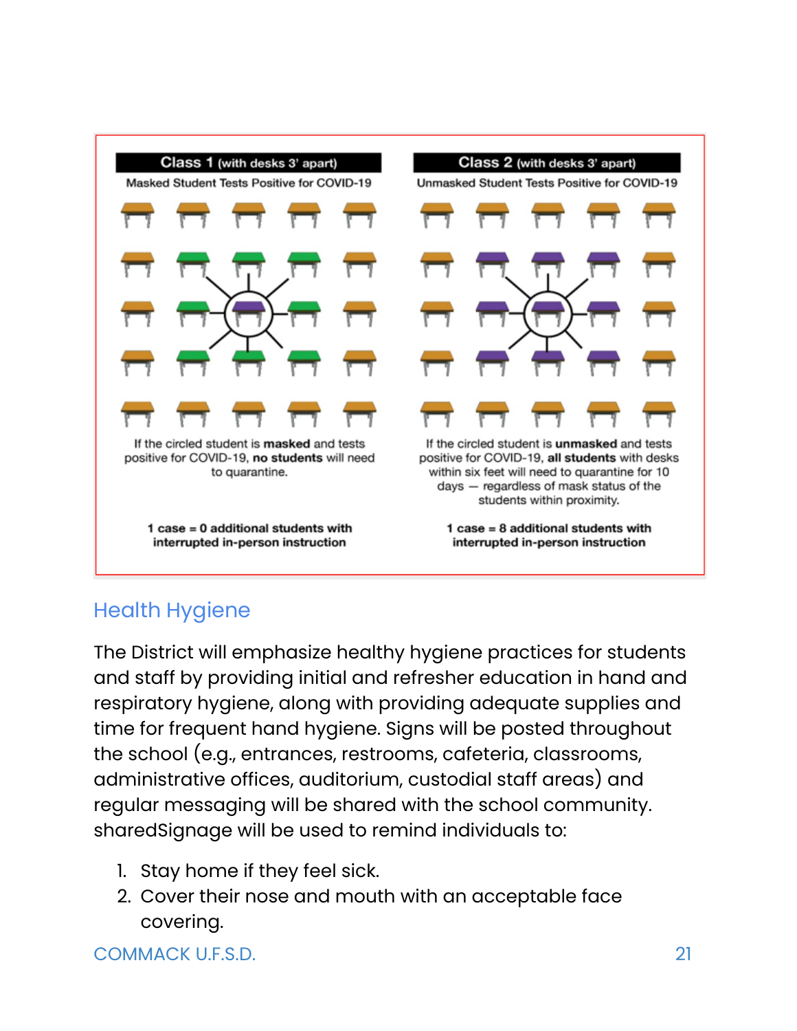**Class 1** (with desks 3' apart)

Masked Student Tests Positive for COVID-19

If the circled student is **masked** and tests positive for COVID-19, **no students** will need to quarantine.

**1 case = 0 additional students with interrupted in-person instruction**

**Class 2** (with desks 3' apart)

Unmasked Student Tests Positive for COVID-19

If the circled student is **unmasked** and tests positive for COVID-19, **all students** with desks within six feet will need to quarantine for 10 days — regardless of mask status of the students within proximity.

**1 case = 8 additional students with interrupted in-person instruction**

## Health Hygiene

The District will emphasize healthy hygiene practices for students and staff by providing initial and refresher education in hand and respiratory hygiene, along with providing adequate supplies and time for frequent hand hygiene. Signs will be posted throughout the school (e.g., entrances, restrooms, cafeteria, classrooms, administrative offices, auditorium, custodial staff areas) and regular messaging will be shared with the school community. sharedSignage will be used to remind individuals to:

1. Stay home if they feel sick.
2. Cover their nose and mouth with an acceptable face covering.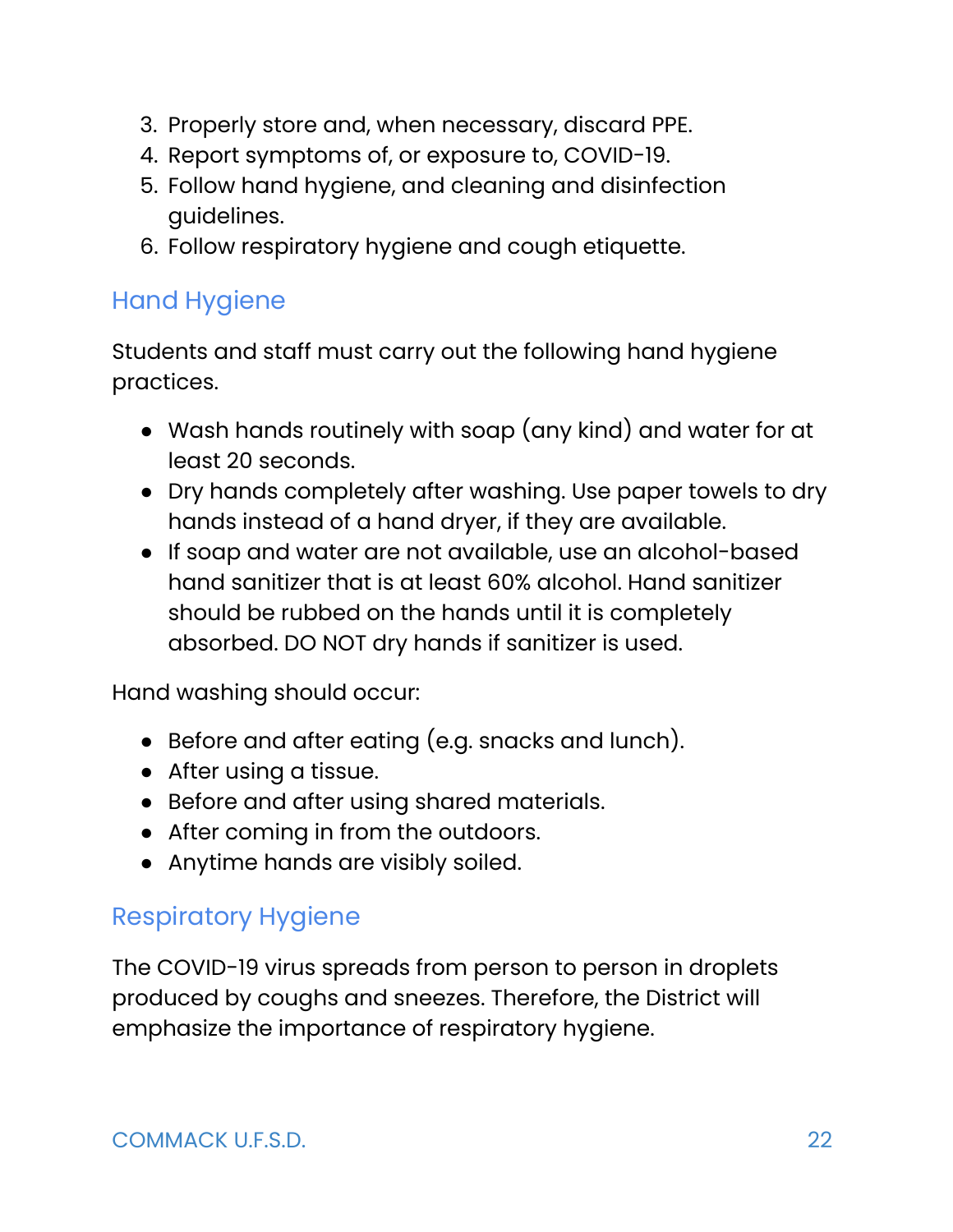3. Properly store and, when necessary, discard PPE.
4. Report symptoms of, or exposure to, COVID-19.
5. Follow hand hygiene, and cleaning and disinfection guidelines.
6. Follow respiratory hygiene and cough etiquette.

## Hand Hygiene

Students and staff must carry out the following hand hygiene practices.

- Wash hands routinely with soap (any kind) and water for at least 20 seconds.
- Dry hands completely after washing. Use paper towels to dry hands instead of a hand dryer, if they are available.
- If soap and water are not available, use an alcohol-based hand sanitizer that is at least 60% alcohol. Hand sanitizer should be rubbed on the hands until it is completely absorbed. DO NOT dry hands if sanitizer is used.

Hand washing should occur:

- Before and after eating (e.g. snacks and lunch).
- After using a tissue.
- Before and after using shared materials.
- After coming in from the outdoors.
- Anytime hands are visibly soiled.

## Respiratory Hygiene

The COVID-19 virus spreads from person to person in droplets produced by coughs and sneezes. Therefore, the District will emphasize the importance of respiratory hygiene.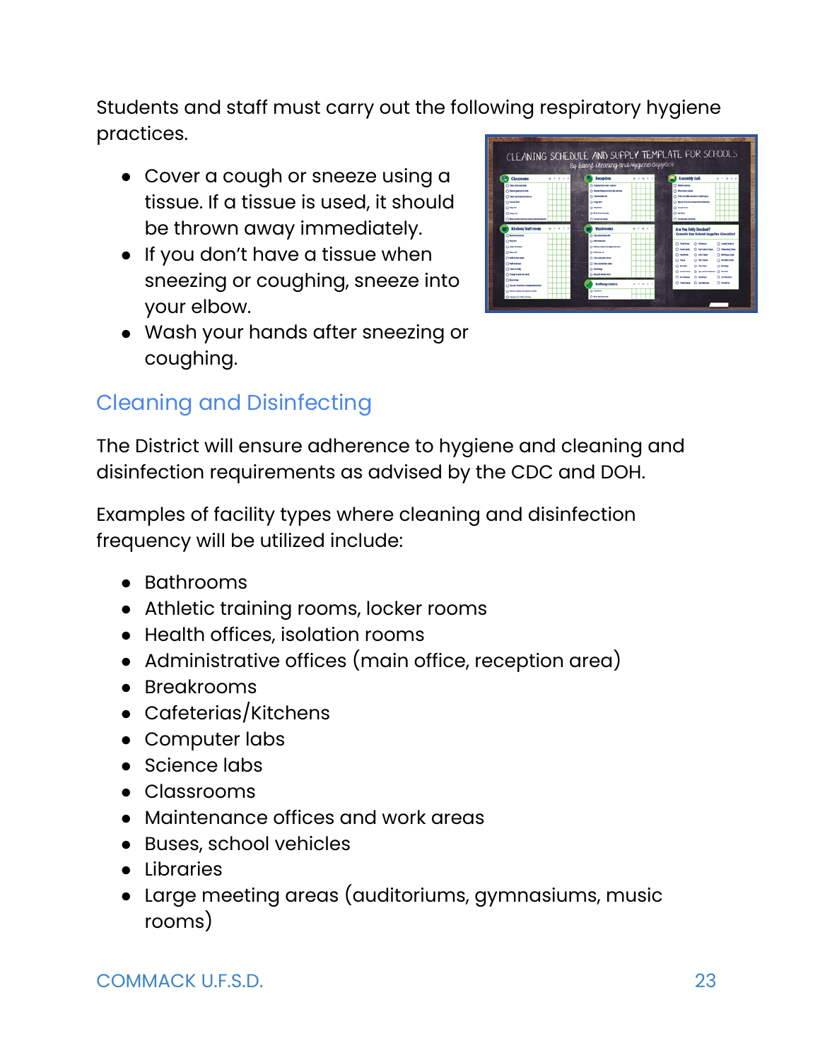Students and staff must carry out the following respiratory hygiene practices.

- Cover a cough or sneeze using a tissue. If a tissue is used, it should be thrown away immediately.
- If you don't have a tissue when sneezing or coughing, sneeze into your elbow.
- Wash your hands after sneezing or coughing.

## Cleaning and Disinfecting

The District will ensure adherence to hygiene and cleaning and disinfection requirements as advised by the CDC and DOH.

Examples of facility types where cleaning and disinfection frequency will be utilized include:

- Bathrooms
- Athletic training rooms, locker rooms
- Health offices, isolation rooms
- Administrative offices (main office, reception area)
- Breakrooms
- Cafeterias/Kitchens
- Computer labs
- Science labs
- Classrooms
- Maintenance offices and work areas
- Buses, school vehicles
- Libraries
- Large meeting areas (auditoriums, gymnasiums, music rooms)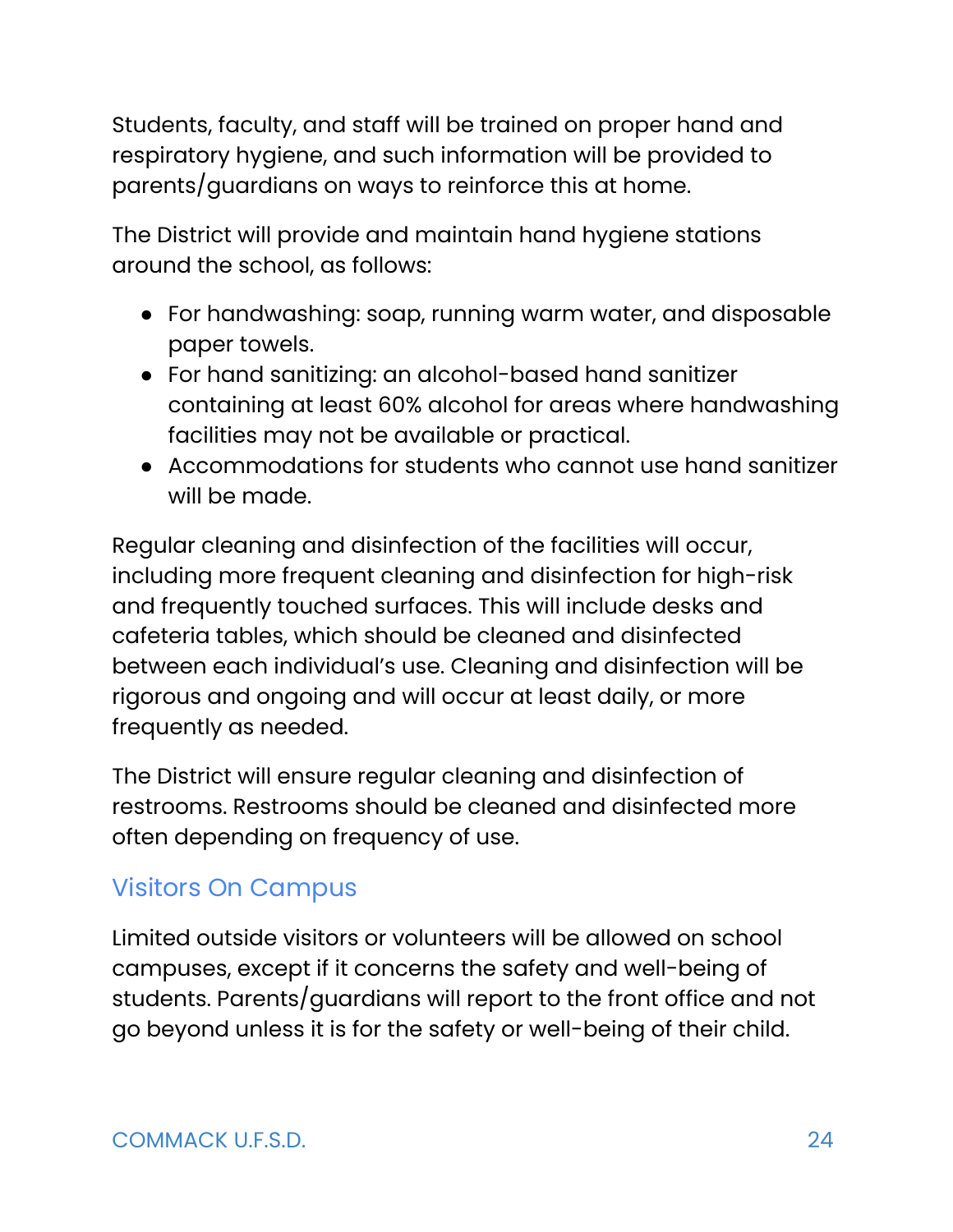Students, faculty, and staff will be trained on proper hand and respiratory hygiene, and such information will be provided to parents/guardians on ways to reinforce this at home.

The District will provide and maintain hand hygiene stations around the school, as follows:

- For handwashing: soap, running warm water, and disposable paper towels.
- For hand sanitizing: an alcohol-based hand sanitizer containing at least 60% alcohol for areas where handwashing facilities may not be available or practical.
- Accommodations for students who cannot use hand sanitizer will be made.

Regular cleaning and disinfection of the facilities will occur, including more frequent cleaning and disinfection for high-risk and frequently touched surfaces. This will include desks and cafeteria tables, which should be cleaned and disinfected between each individual's use. Cleaning and disinfection will be rigorous and ongoing and will occur at least daily, or more frequently as needed.

The District will ensure regular cleaning and disinfection of restrooms. Restrooms should be cleaned and disinfected more often depending on frequency of use.

## Visitors On Campus

Limited outside visitors or volunteers will be allowed on school campuses, except if it concerns the safety and well-being of students. Parents/guardians will report to the front office and not go beyond unless it is for the safety or well-being of their child.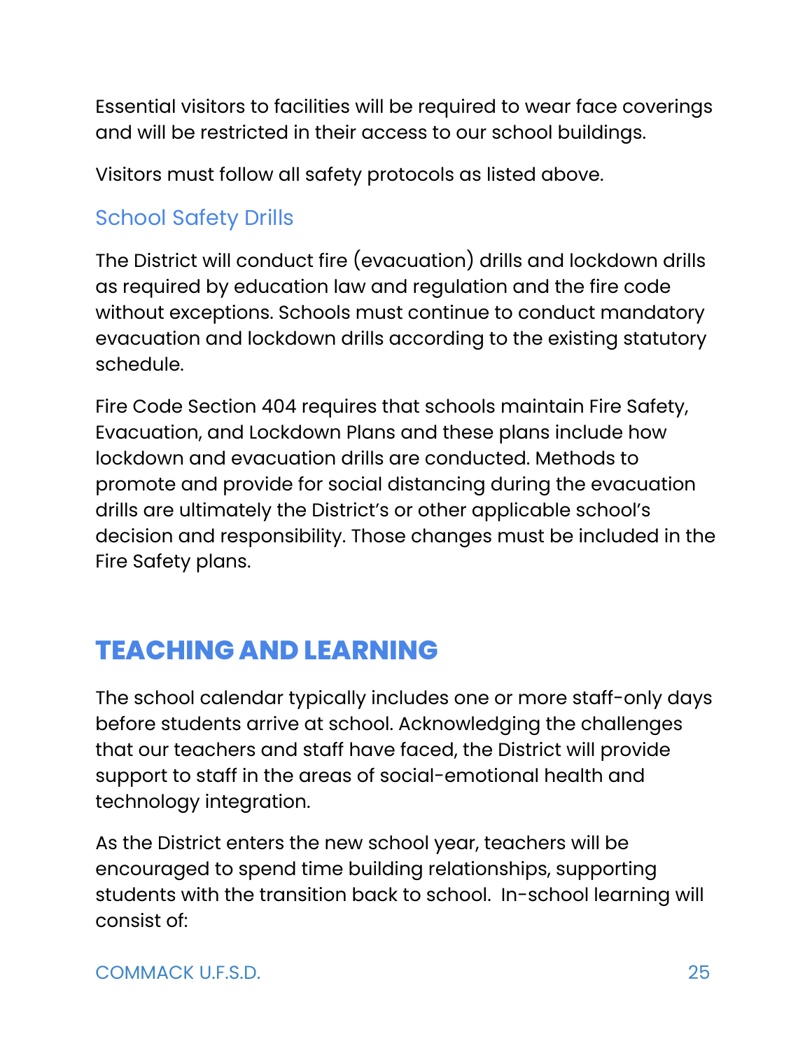Essential visitors to facilities will be required to wear face coverings and will be restricted in their access to our school buildings.

Visitors must follow all safety protocols as listed above.

### School Safety Drills

The District will conduct fire (evacuation) drills and lockdown drills as required by education law and regulation and the fire code without exceptions. Schools must continue to conduct mandatory evacuation and lockdown drills according to the existing statutory schedule.

Fire Code Section 404 requires that schools maintain Fire Safety, Evacuation, and Lockdown Plans and these plans include how lockdown and evacuation drills are conducted. Methods to promote and provide for social distancing during the evacuation drills are ultimately the District's or other applicable school's decision and responsibility. Those changes must be included in the Fire Safety plans.

## TEACHING AND LEARNING

The school calendar typically includes one or more staff-only days before students arrive at school. Acknowledging the challenges that our teachers and staff have faced, the District will provide support to staff in the areas of social-emotional health and technology integration.

As the District enters the new school year, teachers will be encouraged to spend time building relationships, supporting students with the transition back to school.  In-school learning will consist of: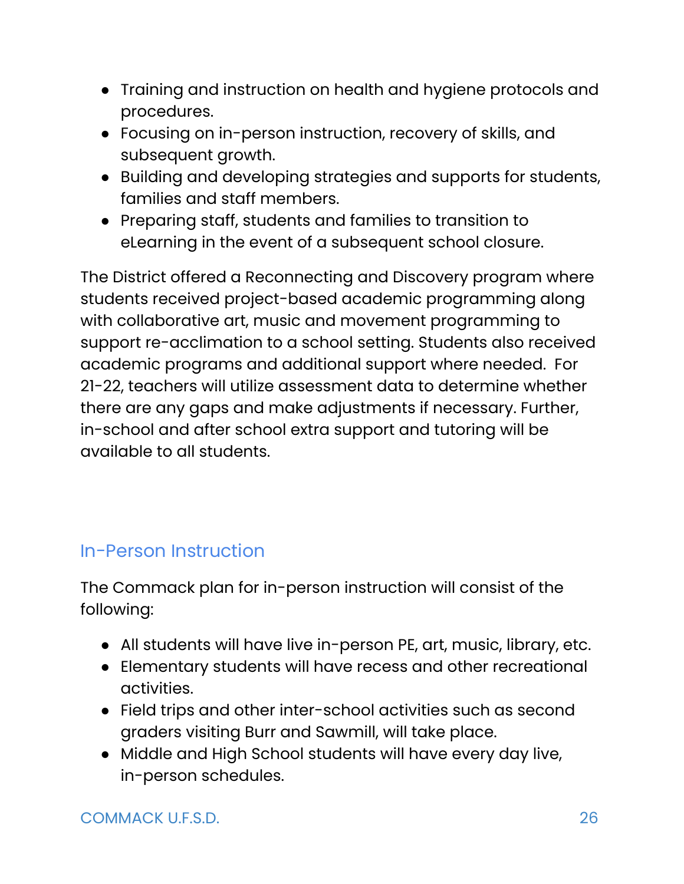- Training and instruction on health and hygiene protocols and procedures.
- Focusing on in-person instruction, recovery of skills, and subsequent growth.
- Building and developing strategies and supports for students, families and staff members.
- Preparing staff, students and families to transition to eLearning in the event of a subsequent school closure.

The District offered a Reconnecting and Discovery program where students received project-based academic programming along with collaborative art, music and movement programming to support re-acclimation to a school setting. Students also received academic programs and additional support where needed. For 21-22, teachers will utilize assessment data to determine whether there are any gaps and make adjustments if necessary. Further, in-school and after school extra support and tutoring will be available to all students.

## In-Person Instruction

The Commack plan for in-person instruction will consist of the following:

- All students will have live in-person PE, art, music, library, etc.
- Elementary students will have recess and other recreational activities.
- Field trips and other inter-school activities such as second graders visiting Burr and Sawmill, will take place.
- Middle and High School students will have every day live, in-person schedules.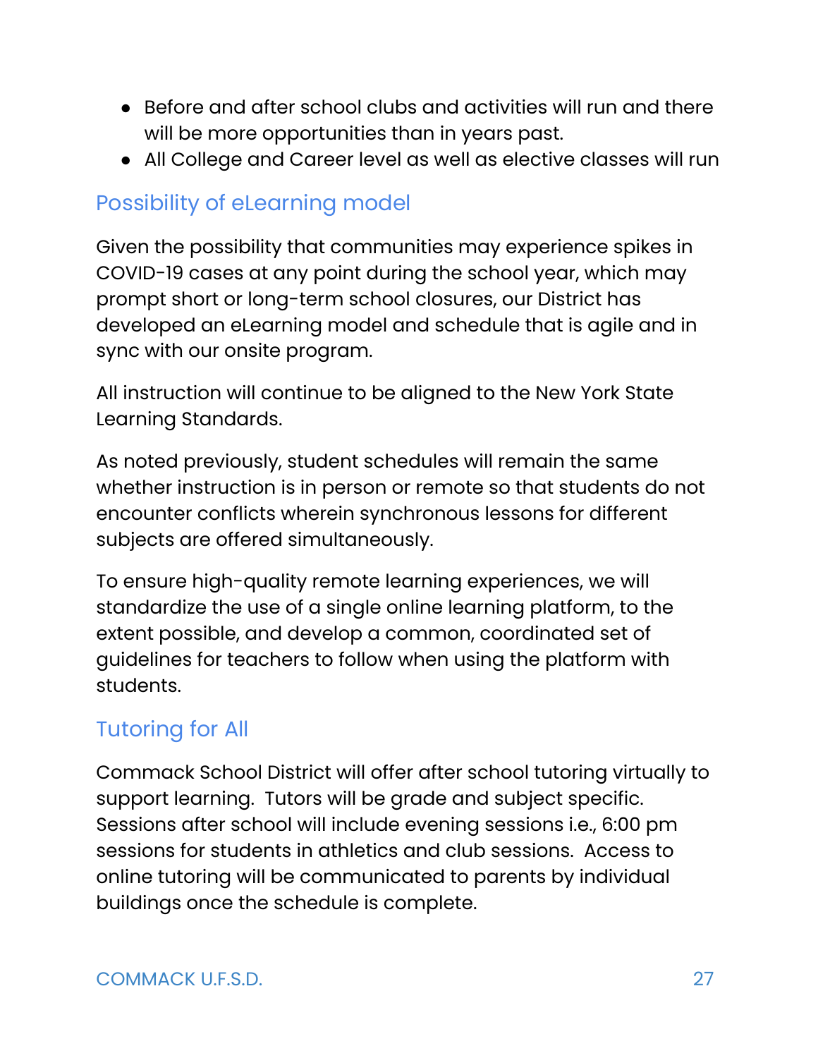- Before and after school clubs and activities will run and there will be more opportunities than in years past.
- All College and Career level as well as elective classes will run

## Possibility of eLearning model

Given the possibility that communities may experience spikes in COVID-19 cases at any point during the school year, which may prompt short or long-term school closures, our District has developed an eLearning model and schedule that is agile and in sync with our onsite program.

All instruction will continue to be aligned to the New York State Learning Standards.

As noted previously, student schedules will remain the same whether instruction is in person or remote so that students do not encounter conflicts wherein synchronous lessons for different subjects are offered simultaneously.

To ensure high-quality remote learning experiences, we will standardize the use of a single online learning platform, to the extent possible, and develop a common, coordinated set of guidelines for teachers to follow when using the platform with students.

## Tutoring for All

Commack School District will offer after school tutoring virtually to support learning. Tutors will be grade and subject specific. Sessions after school will include evening sessions i.e., 6:00 pm sessions for students in athletics and club sessions. Access to online tutoring will be communicated to parents by individual buildings once the schedule is complete.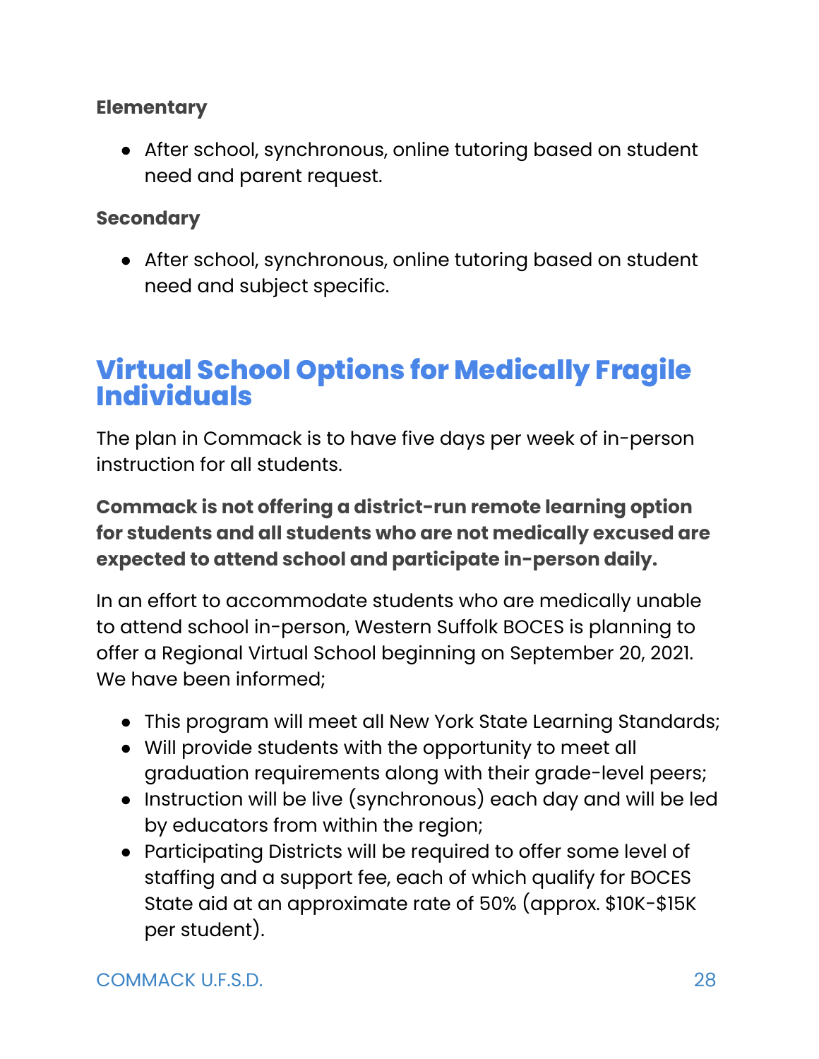**Elementary**

- After school, synchronous, online tutoring based on student need and parent request.

**Secondary**

- After school, synchronous, online tutoring based on student need and subject specific.

## Virtual School Options for Medically Fragile Individuals

The plan in Commack is to have five days per week of in-person instruction for all students.

**Commack is not offering a district-run remote learning option for students and all students who are not medically excused are expected to attend school and participate in-person daily.**

In an effort to accommodate students who are medically unable to attend school in-person, Western Suffolk BOCES is planning to offer a Regional Virtual School beginning on September 20, 2021. We have been informed;

- This program will meet all New York State Learning Standards;
- Will provide students with the opportunity to meet all graduation requirements along with their grade-level peers;
- Instruction will be live (synchronous) each day and will be led by educators from within the region;
- Participating Districts will be required to offer some level of staffing and a support fee, each of which qualify for BOCES State aid at an approximate rate of 50% (approx. $10K-$15K per student).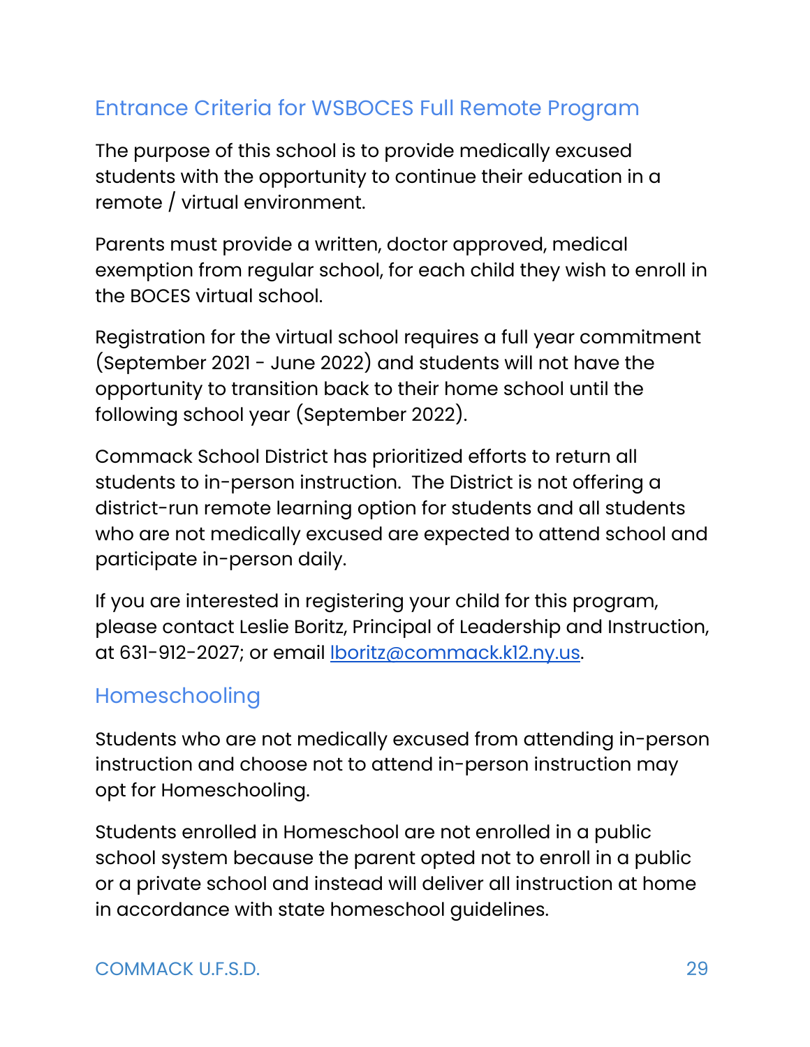## Entrance Criteria for WSBOCES Full Remote Program

The purpose of this school is to provide medically excused students with the opportunity to continue their education in a remote / virtual environment.

Parents must provide a written, doctor approved, medical exemption from regular school, for each child they wish to enroll in the BOCES virtual school.

Registration for the virtual school requires a full year commitment (September 2021 - June 2022) and students will not have the opportunity to transition back to their home school until the following school year (September 2022).

Commack School District has prioritized efforts to return all students to in-person instruction. The District is not offering a district-run remote learning option for students and all students who are not medically excused are expected to attend school and participate in-person daily.

If you are interested in registering your child for this program, please contact Leslie Boritz, Principal of Leadership and Instruction, at 631-912-2027; or email [lboritz@commack.k12.ny.us](mailto:lboritz@commack.k12.ny.us).

## Homeschooling

Students who are not medically excused from attending in-person instruction and choose not to attend in-person instruction may opt for Homeschooling.

Students enrolled in Homeschool are not enrolled in a public school system because the parent opted not to enroll in a public or a private school and instead will deliver all instruction at home in accordance with state homeschool guidelines.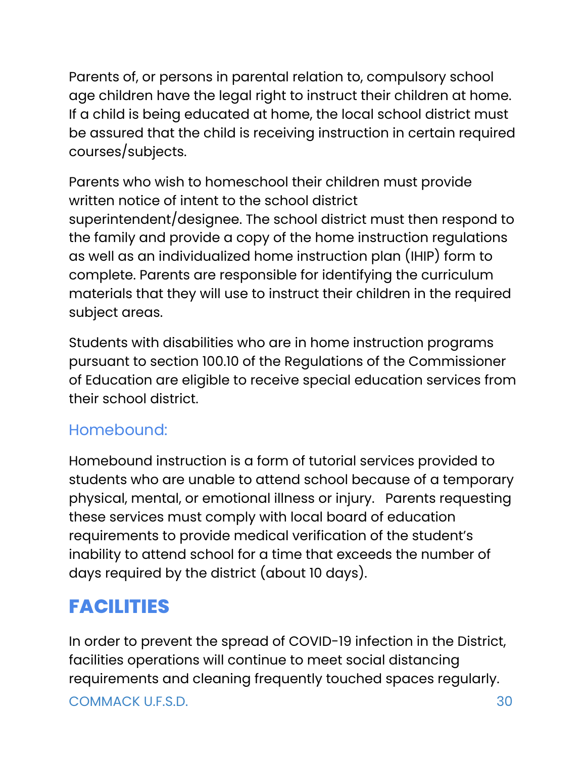Parents of, or persons in parental relation to, compulsory school age children have the legal right to instruct their children at home. If a child is being educated at home, the local school district must be assured that the child is receiving instruction in certain required courses/subjects.

Parents who wish to homeschool their children must provide written notice of intent to the school district superintendent/designee. The school district must then respond to the family and provide a copy of the home instruction regulations as well as an individualized home instruction plan (IHIP) form to complete. Parents are responsible for identifying the curriculum materials that they will use to instruct their children in the required subject areas.

Students with disabilities who are in home instruction programs pursuant to section 100.10 of the Regulations of the Commissioner of Education are eligible to receive special education services from their school district.

### Homebound:

Homebound instruction is a form of tutorial services provided to students who are unable to attend school because of a temporary physical, mental, or emotional illness or injury. Parents requesting these services must comply with local board of education requirements to provide medical verification of the student's inability to attend school for a time that exceeds the number of days required by the district (about 10 days).

## FACILITIES

In order to prevent the spread of COVID-19 infection in the District, facilities operations will continue to meet social distancing requirements and cleaning frequently touched spaces regularly.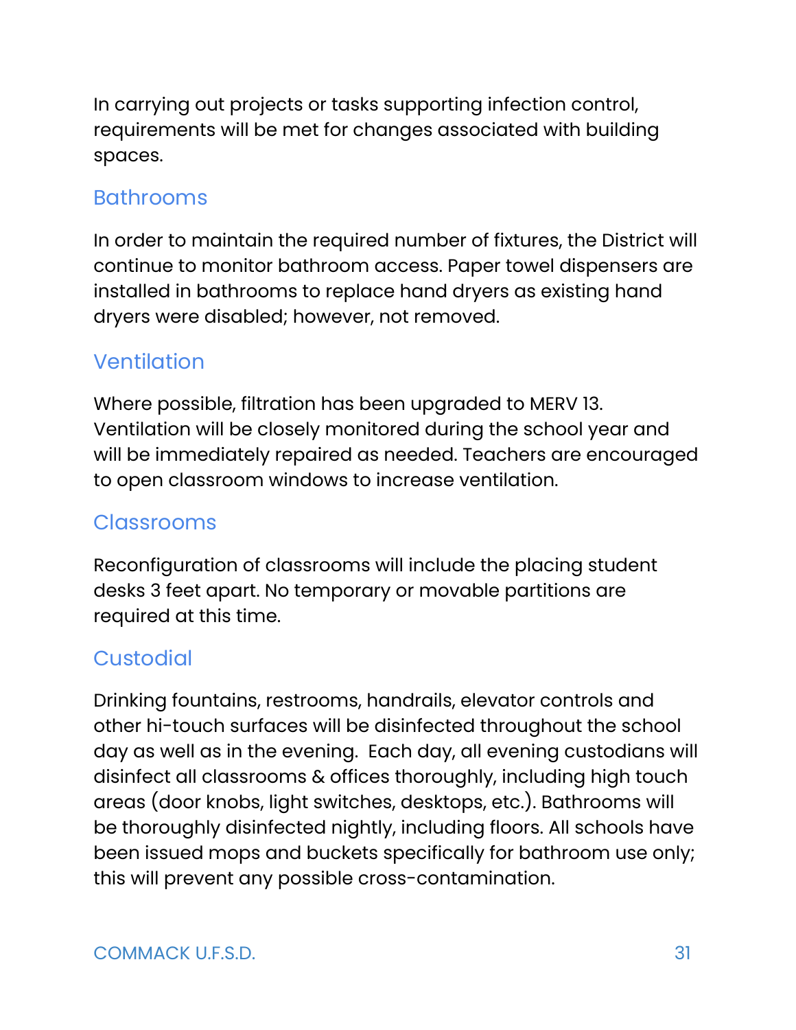In carrying out projects or tasks supporting infection control, requirements will be met for changes associated with building spaces.

## Bathrooms

In order to maintain the required number of fixtures, the District will continue to monitor bathroom access. Paper towel dispensers are installed in bathrooms to replace hand dryers as existing hand dryers were disabled; however, not removed.

## Ventilation

Where possible, filtration has been upgraded to MERV 13. Ventilation will be closely monitored during the school year and will be immediately repaired as needed. Teachers are encouraged to open classroom windows to increase ventilation.

## Classrooms

Reconfiguration of classrooms will include the placing student desks 3 feet apart. No temporary or movable partitions are required at this time.

## Custodial

Drinking fountains, restrooms, handrails, elevator controls and other hi-touch surfaces will be disinfected throughout the school day as well as in the evening.  Each day, all evening custodians will disinfect all classrooms & offices thoroughly, including high touch areas (door knobs, light switches, desktops, etc.). Bathrooms will be thoroughly disinfected nightly, including floors. All schools have been issued mops and buckets specifically for bathroom use only; this will prevent any possible cross-contamination.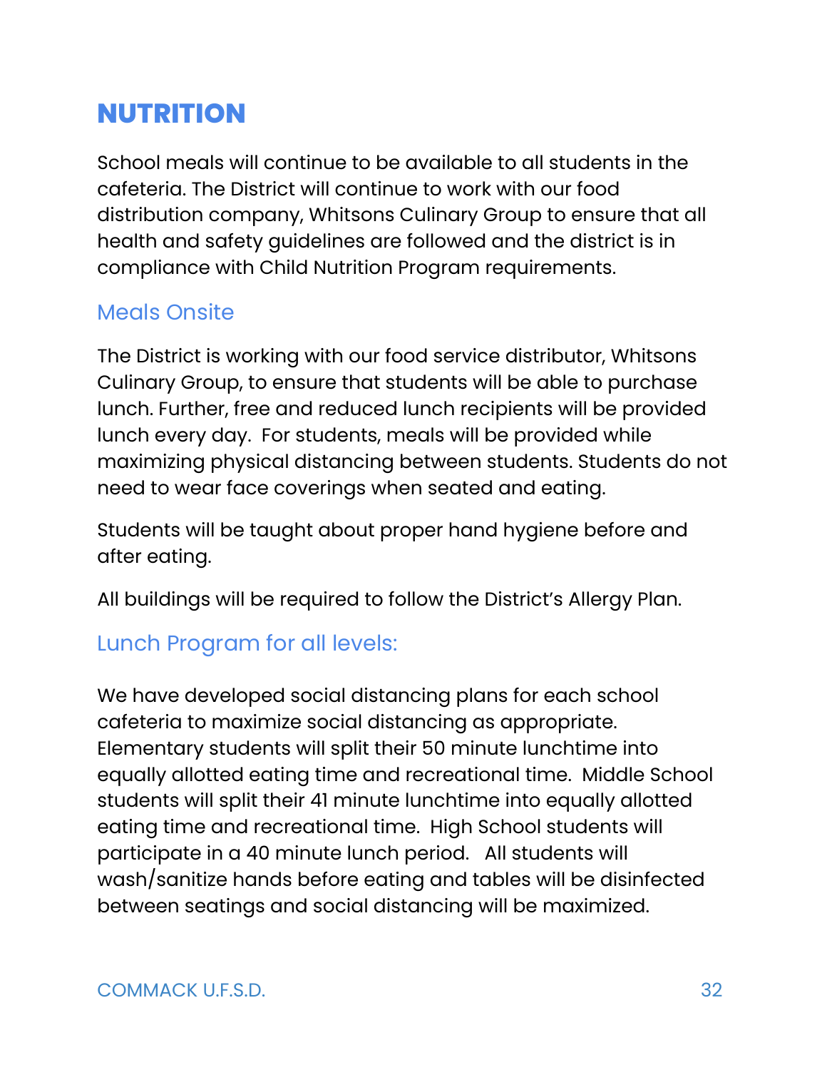# NUTRITION

School meals will continue to be available to all students in the cafeteria. The District will continue to work with our food distribution company, Whitsons Culinary Group to ensure that all health and safety guidelines are followed and the district is in compliance with Child Nutrition Program requirements.

## Meals Onsite

The District is working with our food service distributor, Whitsons Culinary Group, to ensure that students will be able to purchase lunch. Further, free and reduced lunch recipients will be provided lunch every day. For students, meals will be provided while maximizing physical distancing between students. Students do not need to wear face coverings when seated and eating.

Students will be taught about proper hand hygiene before and after eating.

All buildings will be required to follow the District's Allergy Plan.

## Lunch Program for all levels:

We have developed social distancing plans for each school cafeteria to maximize social distancing as appropriate. Elementary students will split their 50 minute lunchtime into equally allotted eating time and recreational time. Middle School students will split their 41 minute lunchtime into equally allotted eating time and recreational time. High School students will participate in a 40 minute lunch period. All students will wash/sanitize hands before eating and tables will be disinfected between seatings and social distancing will be maximized.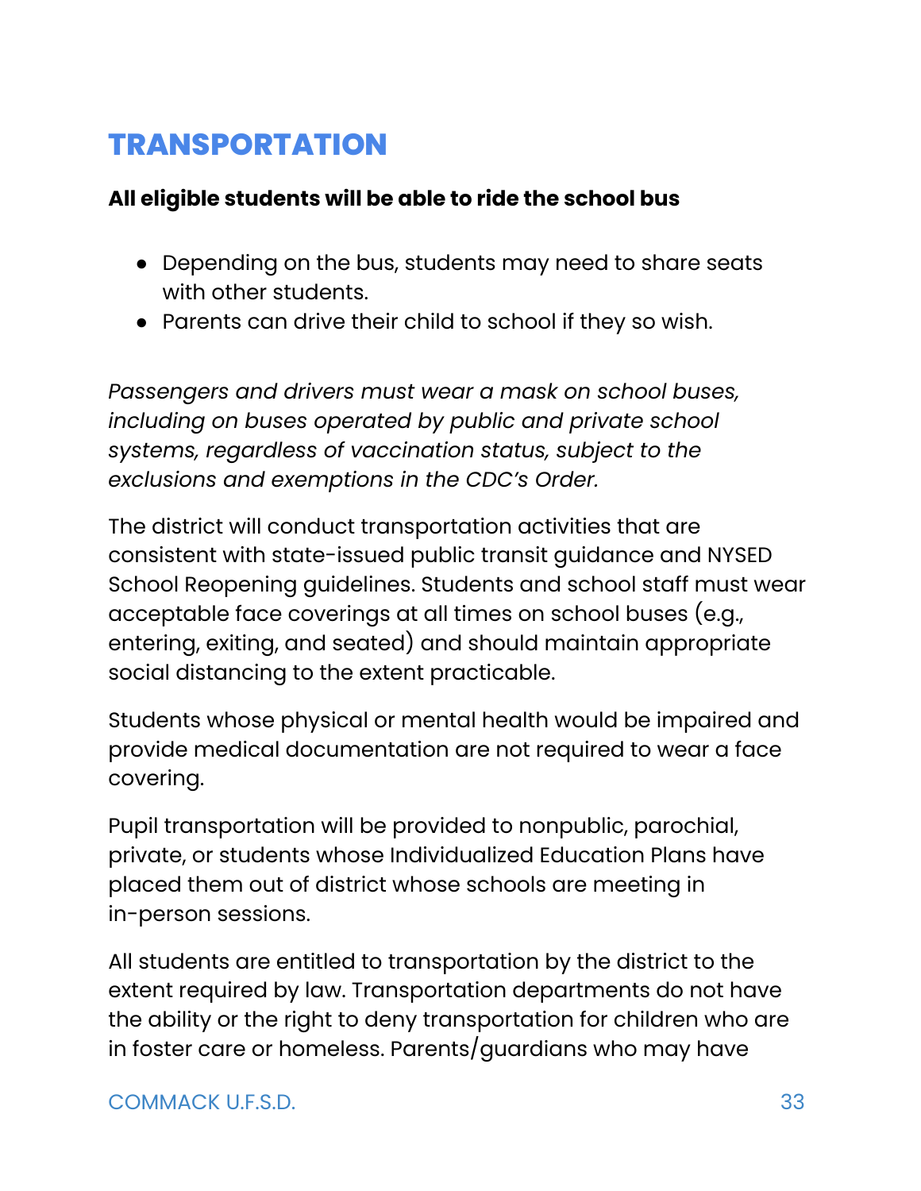# TRANSPORTATION

**All eligible students will be able to ride the school bus**

- Depending on the bus, students may need to share seats with other students.
- Parents can drive their child to school if they so wish.

*Passengers and drivers must wear a mask on school buses, including on buses operated by public and private school systems, regardless of vaccination status, subject to the exclusions and exemptions in the CDC's Order.*

The district will conduct transportation activities that are consistent with state-issued public transit guidance and NYSED School Reopening guidelines. Students and school staff must wear acceptable face coverings at all times on school buses (e.g., entering, exiting, and seated) and should maintain appropriate social distancing to the extent practicable.

Students whose physical or mental health would be impaired and provide medical documentation are not required to wear a face covering.

Pupil transportation will be provided to nonpublic, parochial, private, or students whose Individualized Education Plans have placed them out of district whose schools are meeting in in-person sessions.

All students are entitled to transportation by the district to the extent required by law. Transportation departments do not have the ability or the right to deny transportation for children who are in foster care or homeless. Parents/guardians who may have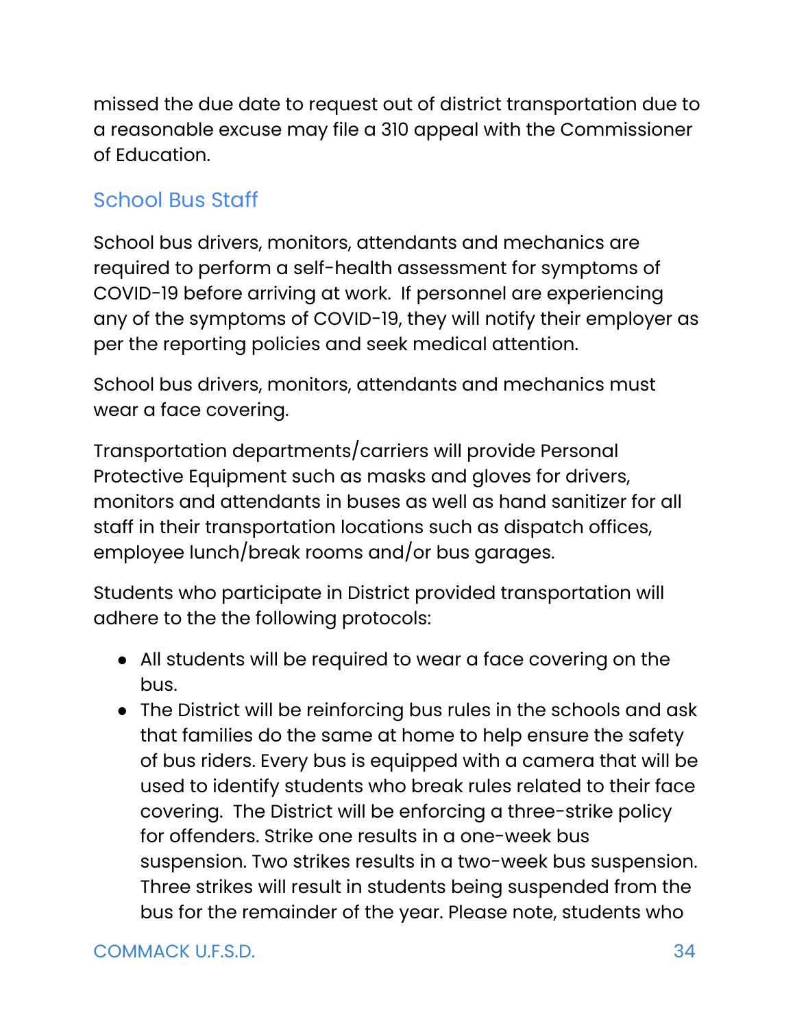missed the due date to request out of district transportation due to a reasonable excuse may file a 310 appeal with the Commissioner of Education.

## School Bus Staff

School bus drivers, monitors, attendants and mechanics are required to perform a self-health assessment for symptoms of COVID-19 before arriving at work.  If personnel are experiencing any of the symptoms of COVID-19, they will notify their employer as per the reporting policies and seek medical attention.

School bus drivers, monitors, attendants and mechanics must wear a face covering.

Transportation departments/carriers will provide Personal Protective Equipment such as masks and gloves for drivers, monitors and attendants in buses as well as hand sanitizer for all staff in their transportation locations such as dispatch offices, employee lunch/break rooms and/or bus garages.

Students who participate in District provided transportation will adhere to the the following protocols:

- All students will be required to wear a face covering on the bus.
- The District will be reinforcing bus rules in the schools and ask that families do the same at home to help ensure the safety of bus riders. Every bus is equipped with a camera that will be used to identify students who break rules related to their face covering.  The District will be enforcing a three-strike policy for offenders. Strike one results in a one-week bus suspension. Two strikes results in a two-week bus suspension. Three strikes will result in students being suspended from the bus for the remainder of the year. Please note, students who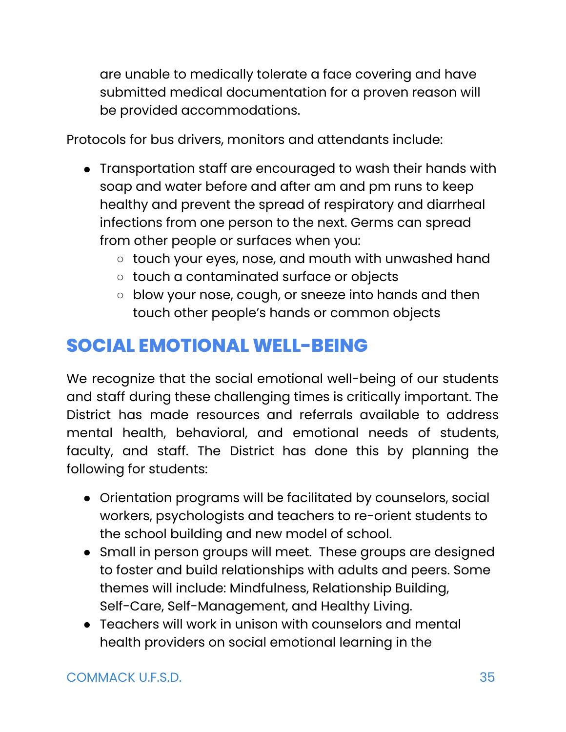are unable to medically tolerate a face covering and have submitted medical documentation for a proven reason will be provided accommodations.

Protocols for bus drivers, monitors and attendants include:

- Transportation staff are encouraged to wash their hands with soap and water before and after am and pm runs to keep healthy and prevent the spread of respiratory and diarrheal infections from one person to the next. Germs can spread from other people or surfaces when you:
  - touch your eyes, nose, and mouth with unwashed hand
  - touch a contaminated surface or objects
  - blow your nose, cough, or sneeze into hands and then touch other people's hands or common objects

## SOCIAL EMOTIONAL WELL-BEING

We recognize that the social emotional well-being of our students and staff during these challenging times is critically important. The District has made resources and referrals available to address mental health, behavioral, and emotional needs of students, faculty, and staff. The District has done this by planning the following for students:

- Orientation programs will be facilitated by counselors, social workers, psychologists and teachers to re-orient students to the school building and new model of school.
- Small in person groups will meet. These groups are designed to foster and build relationships with adults and peers. Some themes will include: Mindfulness, Relationship Building, Self-Care, Self-Management, and Healthy Living.
- Teachers will work in unison with counselors and mental health providers on social emotional learning in the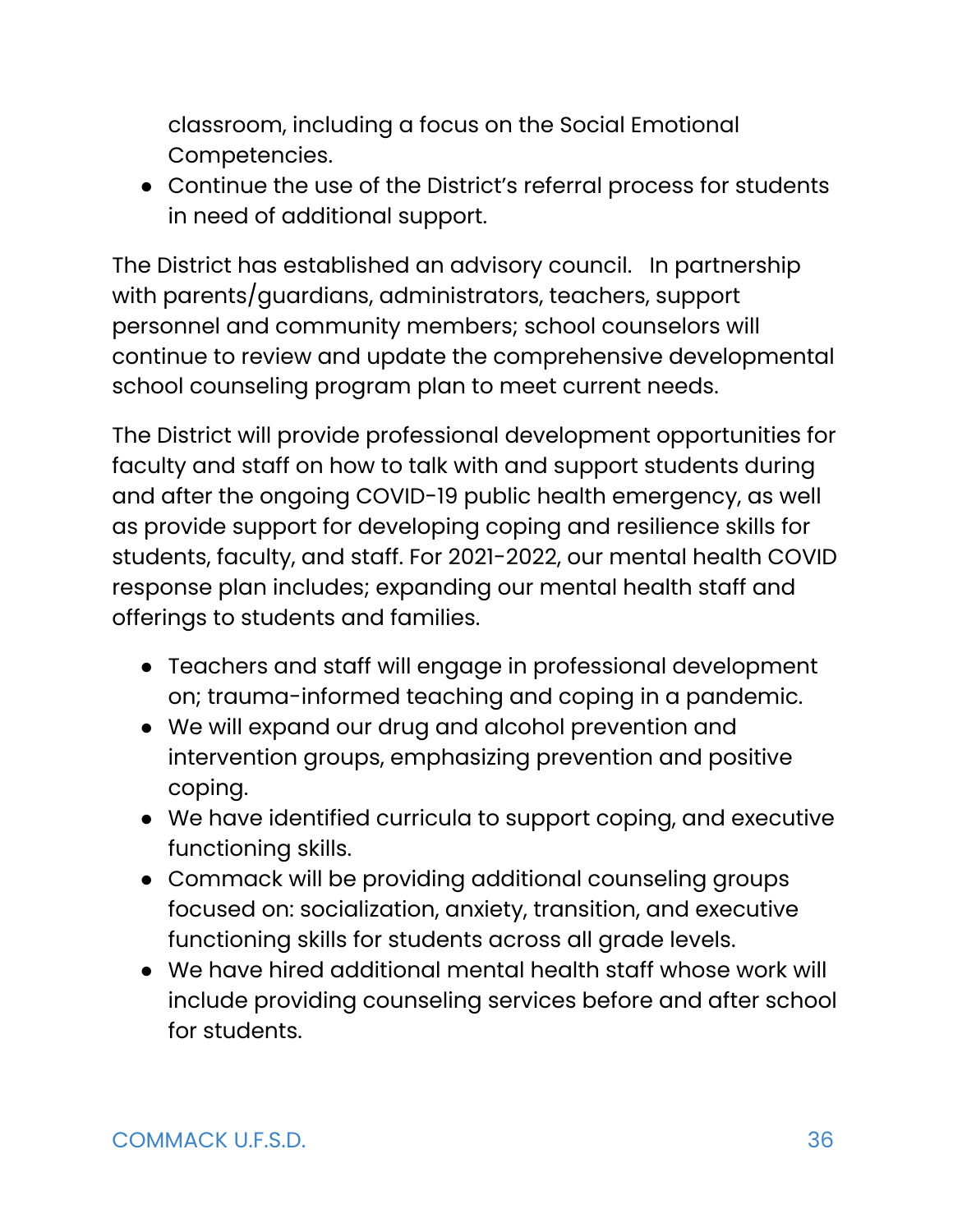classroom, including a focus on the Social Emotional Competencies.
- Continue the use of the District's referral process for students in need of additional support.

The District has established an advisory council. In partnership with parents/guardians, administrators, teachers, support personnel and community members; school counselors will continue to review and update the comprehensive developmental school counseling program plan to meet current needs.

The District will provide professional development opportunities for faculty and staff on how to talk with and support students during and after the ongoing COVID-19 public health emergency, as well as provide support for developing coping and resilience skills for students, faculty, and staff. For 2021-2022, our mental health COVID response plan includes; expanding our mental health staff and offerings to students and families.

- Teachers and staff will engage in professional development on; trauma-informed teaching and coping in a pandemic.
- We will expand our drug and alcohol prevention and intervention groups, emphasizing prevention and positive coping.
- We have identified curricula to support coping, and executive functioning skills.
- Commack will be providing additional counseling groups focused on: socialization, anxiety, transition, and executive functioning skills for students across all grade levels.
- We have hired additional mental health staff whose work will include providing counseling services before and after school for students.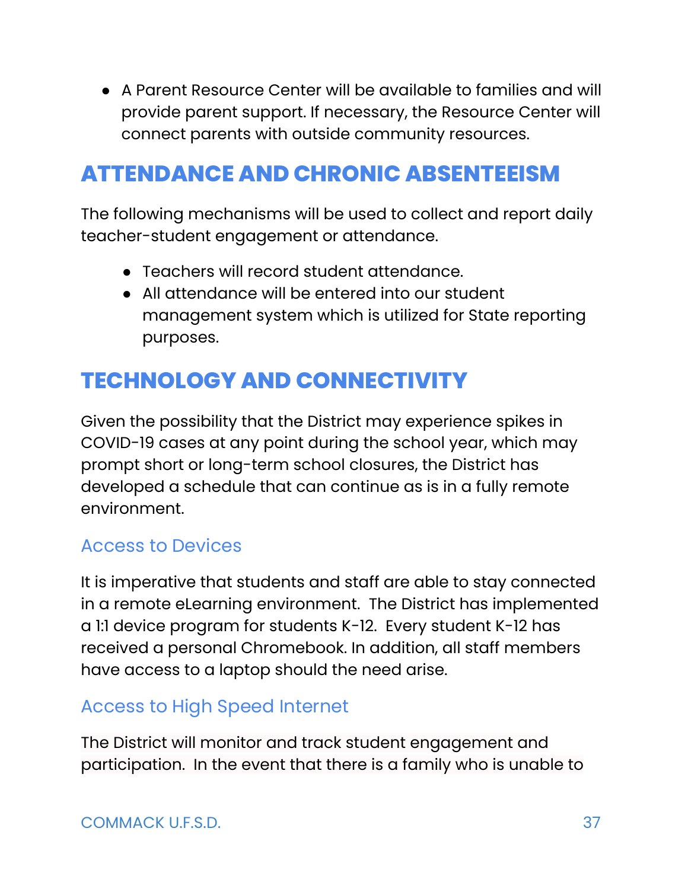- A Parent Resource Center will be available to families and will provide parent support. If necessary, the Resource Center will connect parents with outside community resources.

## ATTENDANCE AND CHRONIC ABSENTEEISM

The following mechanisms will be used to collect and report daily teacher-student engagement or attendance.

- Teachers will record student attendance.
- All attendance will be entered into our student management system which is utilized for State reporting purposes.

## TECHNOLOGY AND CONNECTIVITY

Given the possibility that the District may experience spikes in COVID-19 cases at any point during the school year, which may prompt short or long-term school closures, the District has developed a schedule that can continue as is in a fully remote environment.

### Access to Devices

It is imperative that students and staff are able to stay connected in a remote eLearning environment. The District has implemented a 1:1 device program for students K-12. Every student K-12 has received a personal Chromebook. In addition, all staff members have access to a laptop should the need arise.

### Access to High Speed Internet

The District will monitor and track student engagement and participation. In the event that there is a family who is unable to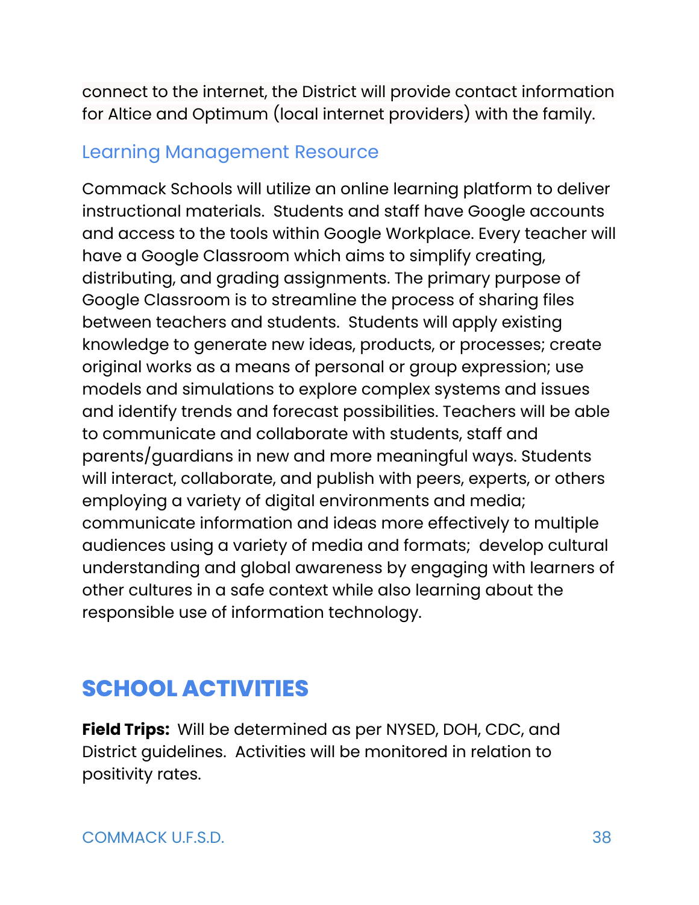connect to the internet, the District will provide contact information for Altice and Optimum (local internet providers) with the family.

### Learning Management Resource

Commack Schools will utilize an online learning platform to deliver instructional materials. Students and staff have Google accounts and access to the tools within Google Workplace. Every teacher will have a Google Classroom which aims to simplify creating, distributing, and grading assignments. The primary purpose of Google Classroom is to streamline the process of sharing files between teachers and students. Students will apply existing knowledge to generate new ideas, products, or processes; create original works as a means of personal or group expression; use models and simulations to explore complex systems and issues and identify trends and forecast possibilities. Teachers will be able to communicate and collaborate with students, staff and parents/guardians in new and more meaningful ways. Students will interact, collaborate, and publish with peers, experts, or others employing a variety of digital environments and media; communicate information and ideas more effectively to multiple audiences using a variety of media and formats; develop cultural understanding and global awareness by engaging with learners of other cultures in a safe context while also learning about the responsible use of information technology.

## SCHOOL ACTIVITIES

**Field Trips:** Will be determined as per NYSED, DOH, CDC, and District guidelines. Activities will be monitored in relation to positivity rates.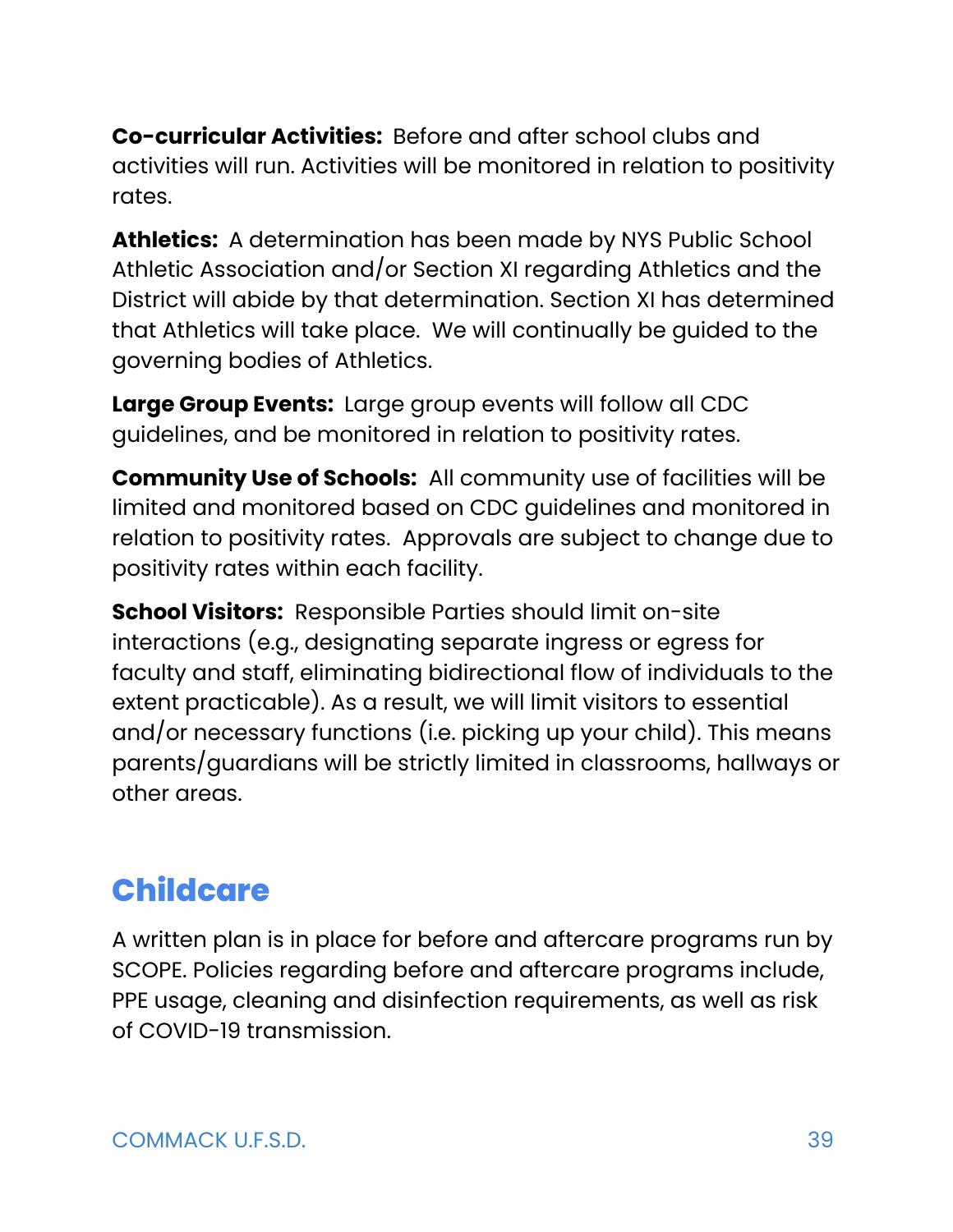**Co-curricular Activities:** Before and after school clubs and activities will run. Activities will be monitored in relation to positivity rates.

**Athletics:** A determination has been made by NYS Public School Athletic Association and/or Section XI regarding Athletics and the District will abide by that determination. Section XI has determined that Athletics will take place. We will continually be guided to the governing bodies of Athletics.

**Large Group Events:** Large group events will follow all CDC guidelines, and be monitored in relation to positivity rates.

**Community Use of Schools:** All community use of facilities will be limited and monitored based on CDC guidelines and monitored in relation to positivity rates. Approvals are subject to change due to positivity rates within each facility.

**School Visitors:** Responsible Parties should limit on-site interactions (e.g., designating separate ingress or egress for faculty and staff, eliminating bidirectional flow of individuals to the extent practicable). As a result, we will limit visitors to essential and/or necessary functions (i.e. picking up your child). This means parents/guardians will be strictly limited in classrooms, hallways or other areas.

## Childcare

A written plan is in place for before and aftercare programs run by SCOPE. Policies regarding before and aftercare programs include, PPE usage, cleaning and disinfection requirements, as well as risk of COVID-19 transmission.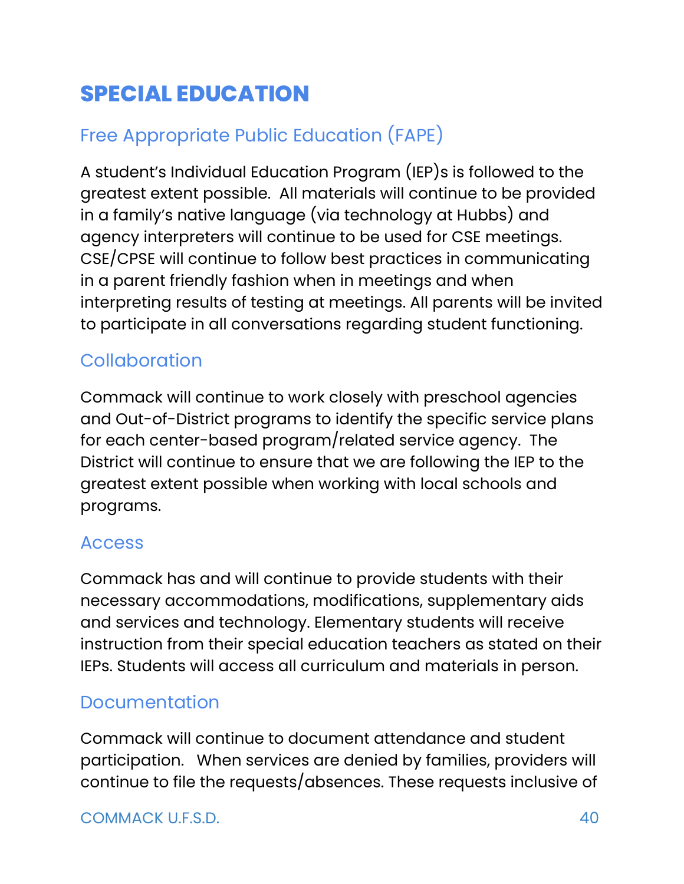# SPECIAL EDUCATION

## Free Appropriate Public Education (FAPE)

A student's Individual Education Program (IEP)s is followed to the greatest extent possible.  All materials will continue to be provided in a family's native language (via technology at Hubbs) and agency interpreters will continue to be used for CSE meetings. CSE/CPSE will continue to follow best practices in communicating in a parent friendly fashion when in meetings and when interpreting results of testing at meetings. All parents will be invited to participate in all conversations regarding student functioning.

## Collaboration

Commack will continue to work closely with preschool agencies and Out-of-District programs to identify the specific service plans for each center-based program/related service agency.  The District will continue to ensure that we are following the IEP to the greatest extent possible when working with local schools and programs.

## Access

Commack has and will continue to provide students with their necessary accommodations, modifications, supplementary aids and services and technology. Elementary students will receive instruction from their special education teachers as stated on their IEPs. Students will access all curriculum and materials in person.

## Documentation

Commack will continue to document attendance and student participation.   When services are denied by families, providers will continue to file the requests/absences. These requests inclusive of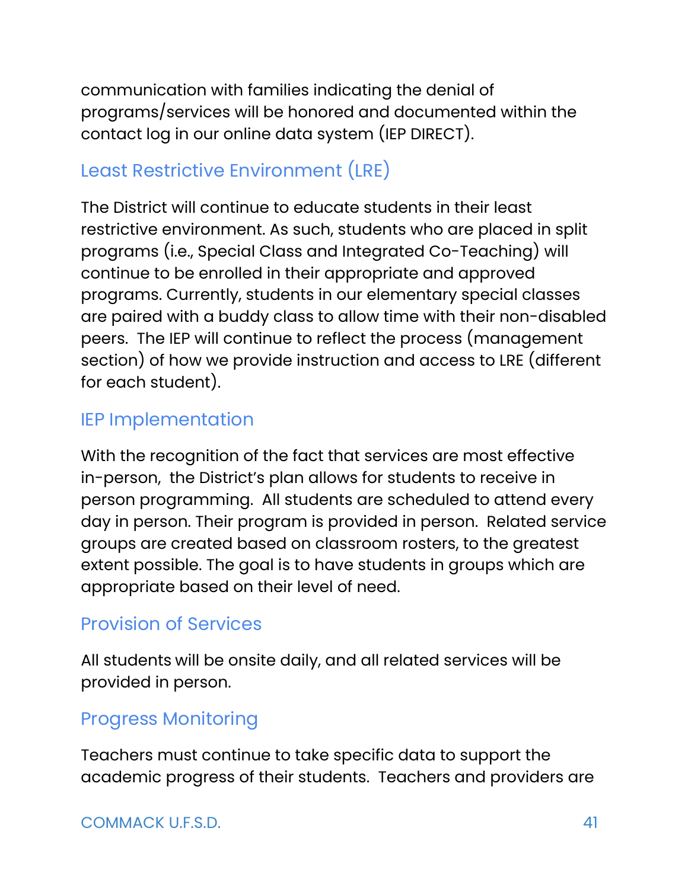communication with families indicating the denial of programs/services will be honored and documented within the contact log in our online data system (IEP DIRECT).

## Least Restrictive Environment (LRE)

The District will continue to educate students in their least restrictive environment. As such, students who are placed in split programs (i.e., Special Class and Integrated Co-Teaching) will continue to be enrolled in their appropriate and approved programs. Currently, students in our elementary special classes are paired with a buddy class to allow time with their non-disabled peers. The IEP will continue to reflect the process (management section) of how we provide instruction and access to LRE (different for each student).

## IEP Implementation

With the recognition of the fact that services are most effective in-person, the District's plan allows for students to receive in person programming. All students are scheduled to attend every day in person. Their program is provided in person. Related service groups are created based on classroom rosters, to the greatest extent possible. The goal is to have students in groups which are appropriate based on their level of need.

## Provision of Services

All students will be onsite daily, and all related services will be provided in person.

## Progress Monitoring

Teachers must continue to take specific data to support the academic progress of their students. Teachers and providers are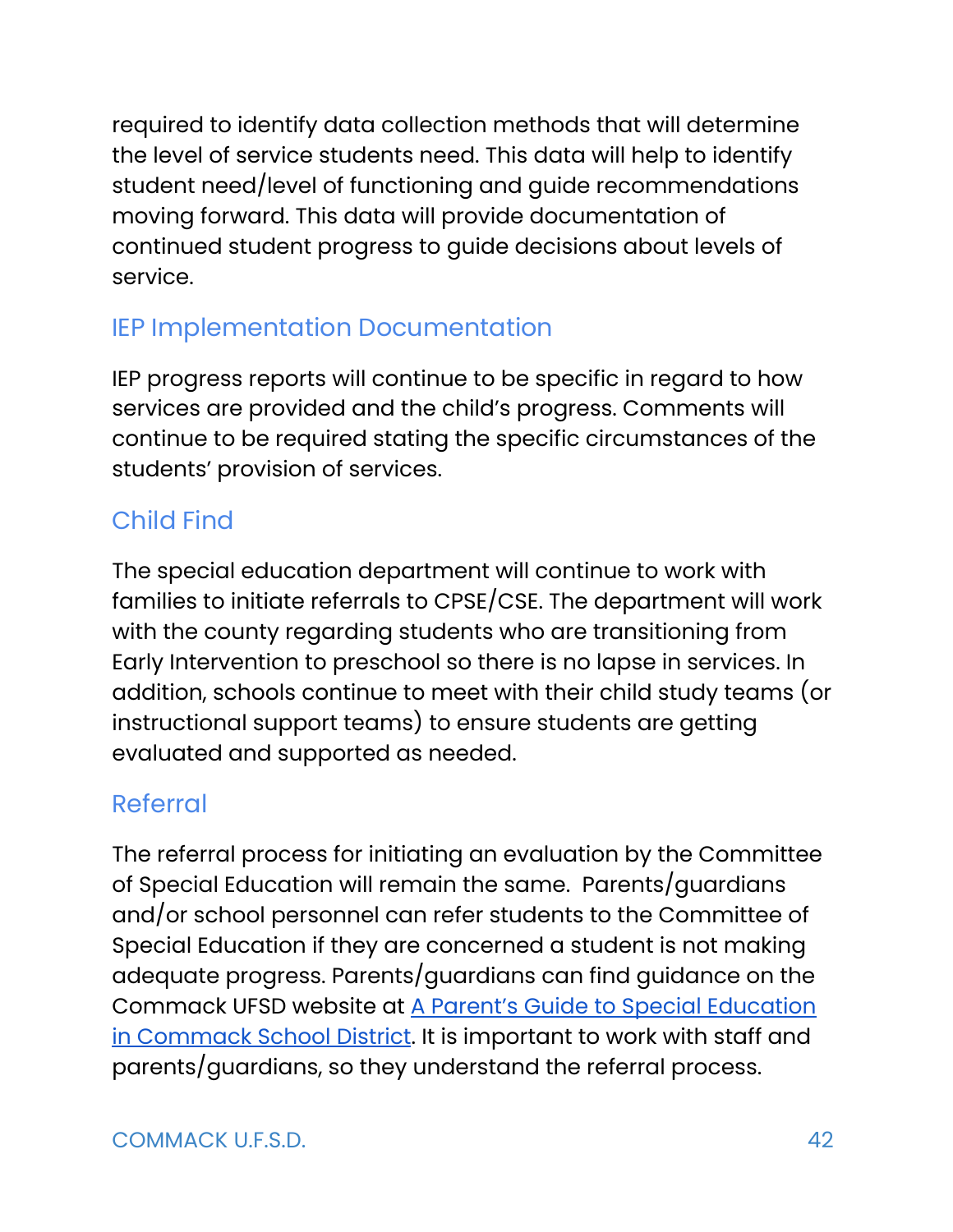required to identify data collection methods that will determine the level of service students need. This data will help to identify student need/level of functioning and guide recommendations moving forward. This data will provide documentation of continued student progress to guide decisions about levels of service.

## IEP Implementation Documentation

IEP progress reports will continue to be specific in regard to how services are provided and the child's progress. Comments will continue to be required stating the specific circumstances of the students' provision of services.

## Child Find

The special education department will continue to work with families to initiate referrals to CPSE/CSE. The department will work with the county regarding students who are transitioning from Early Intervention to preschool so there is no lapse in services. In addition, schools continue to meet with their child study teams (or instructional support teams) to ensure students are getting evaluated and supported as needed.

## Referral

The referral process for initiating an evaluation by the Committee of Special Education will remain the same. Parents/guardians and/or school personnel can refer students to the Committee of Special Education if they are concerned a student is not making adequate progress. Parents/guardians can find guidance on the Commack UFSD website at A Parent's Guide to Special Education in Commack School District. It is important to work with staff and parents/guardians, so they understand the referral process.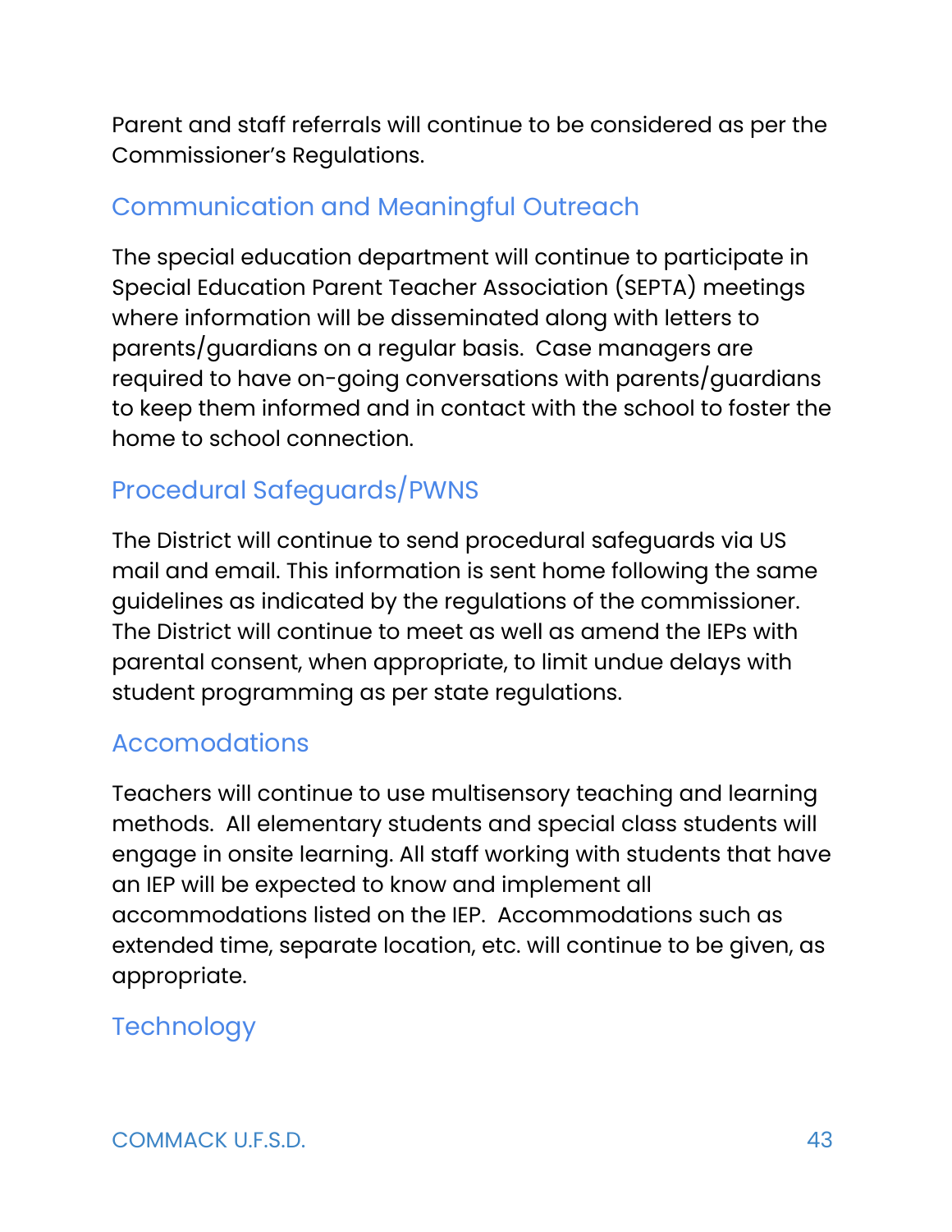Parent and staff referrals will continue to be considered as per the Commissioner's Regulations.

## Communication and Meaningful Outreach

The special education department will continue to participate in Special Education Parent Teacher Association (SEPTA) meetings where information will be disseminated along with letters to parents/guardians on a regular basis.  Case managers are required to have on-going conversations with parents/guardians to keep them informed and in contact with the school to foster the home to school connection.

## Procedural Safeguards/PWNS

The District will continue to send procedural safeguards via US mail and email. This information is sent home following the same guidelines as indicated by the regulations of the commissioner. The District will continue to meet as well as amend the IEPs with parental consent, when appropriate, to limit undue delays with student programming as per state regulations.

## Accomodations

Teachers will continue to use multisensory teaching and learning methods.  All elementary students and special class students will engage in onsite learning. All staff working with students that have an IEP will be expected to know and implement all accommodations listed on the IEP.  Accommodations such as extended time, separate location, etc. will continue to be given, as appropriate.

## Technology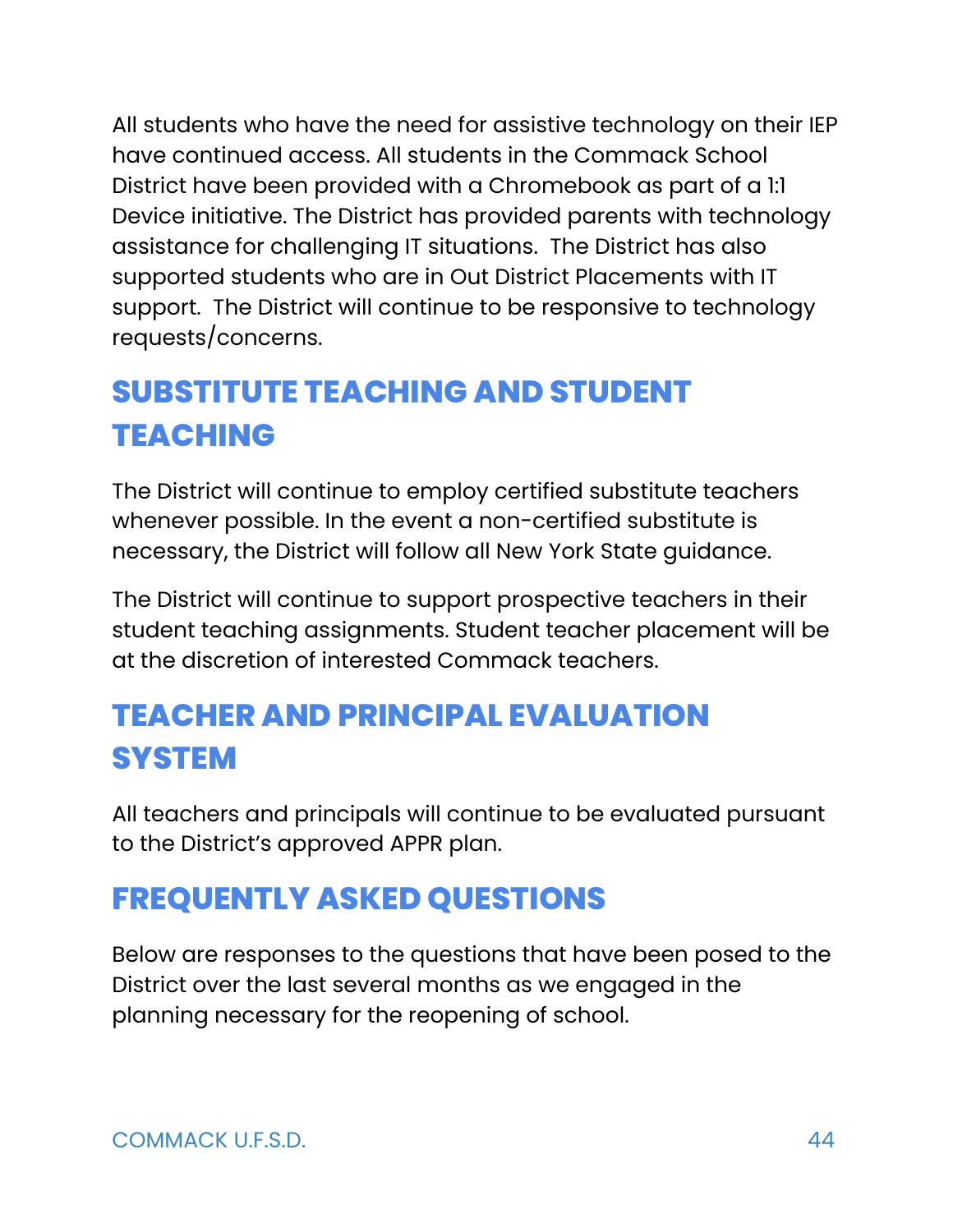All students who have the need for assistive technology on their IEP have continued access. All students in the Commack School District have been provided with a Chromebook as part of a 1:1 Device initiative. The District has provided parents with technology assistance for challenging IT situations. The District has also supported students who are in Out District Placements with IT support. The District will continue to be responsive to technology requests/concerns.

## SUBSTITUTE TEACHING AND STUDENT TEACHING

The District will continue to employ certified substitute teachers whenever possible. In the event a non-certified substitute is necessary, the District will follow all New York State guidance.

The District will continue to support prospective teachers in their student teaching assignments. Student teacher placement will be at the discretion of interested Commack teachers.

## TEACHER AND PRINCIPAL EVALUATION SYSTEM

All teachers and principals will continue to be evaluated pursuant to the District's approved APPR plan.

## FREQUENTLY ASKED QUESTIONS

Below are responses to the questions that have been posed to the District over the last several months as we engaged in the planning necessary for the reopening of school.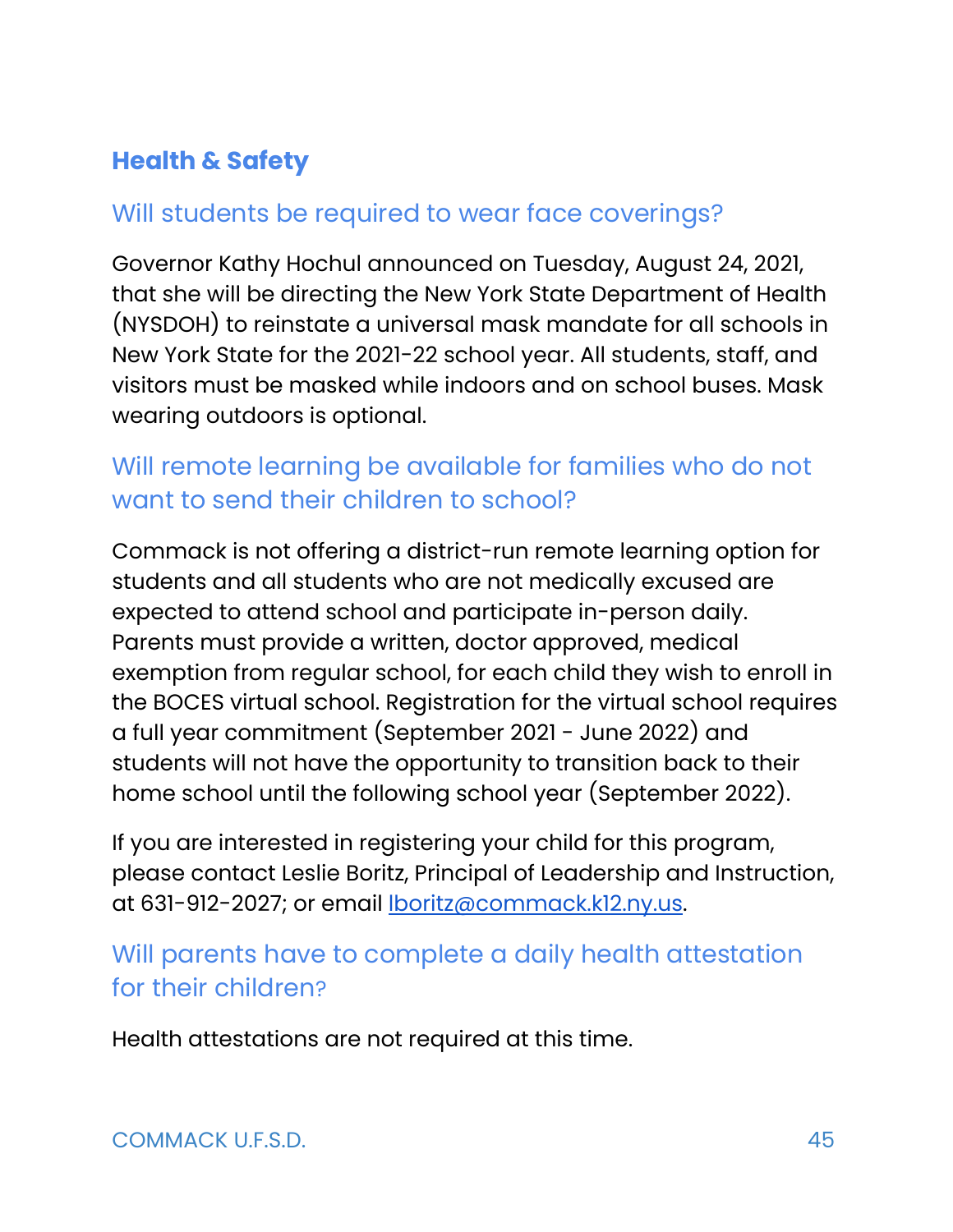## Health & Safety

### Will students be required to wear face coverings?

Governor Kathy Hochul announced on Tuesday, August 24, 2021, that she will be directing the New York State Department of Health (NYSDOH) to reinstate a universal mask mandate for all schools in New York State for the 2021-22 school year. All students, staff, and visitors must be masked while indoors and on school buses. Mask wearing outdoors is optional.

### Will remote learning be available for families who do not want to send their children to school?

Commack is not offering a district-run remote learning option for students and all students who are not medically excused are expected to attend school and participate in-person daily. Parents must provide a written, doctor approved, medical exemption from regular school, for each child they wish to enroll in the BOCES virtual school. Registration for the virtual school requires a full year commitment (September 2021 - June 2022) and students will not have the opportunity to transition back to their home school until the following school year (September 2022).

If you are interested in registering your child for this program, please contact Leslie Boritz, Principal of Leadership and Instruction, at 631-912-2027; or email lboritz@commack.k12.ny.us.

### Will parents have to complete a daily health attestation for their children?

Health attestations are not required at this time.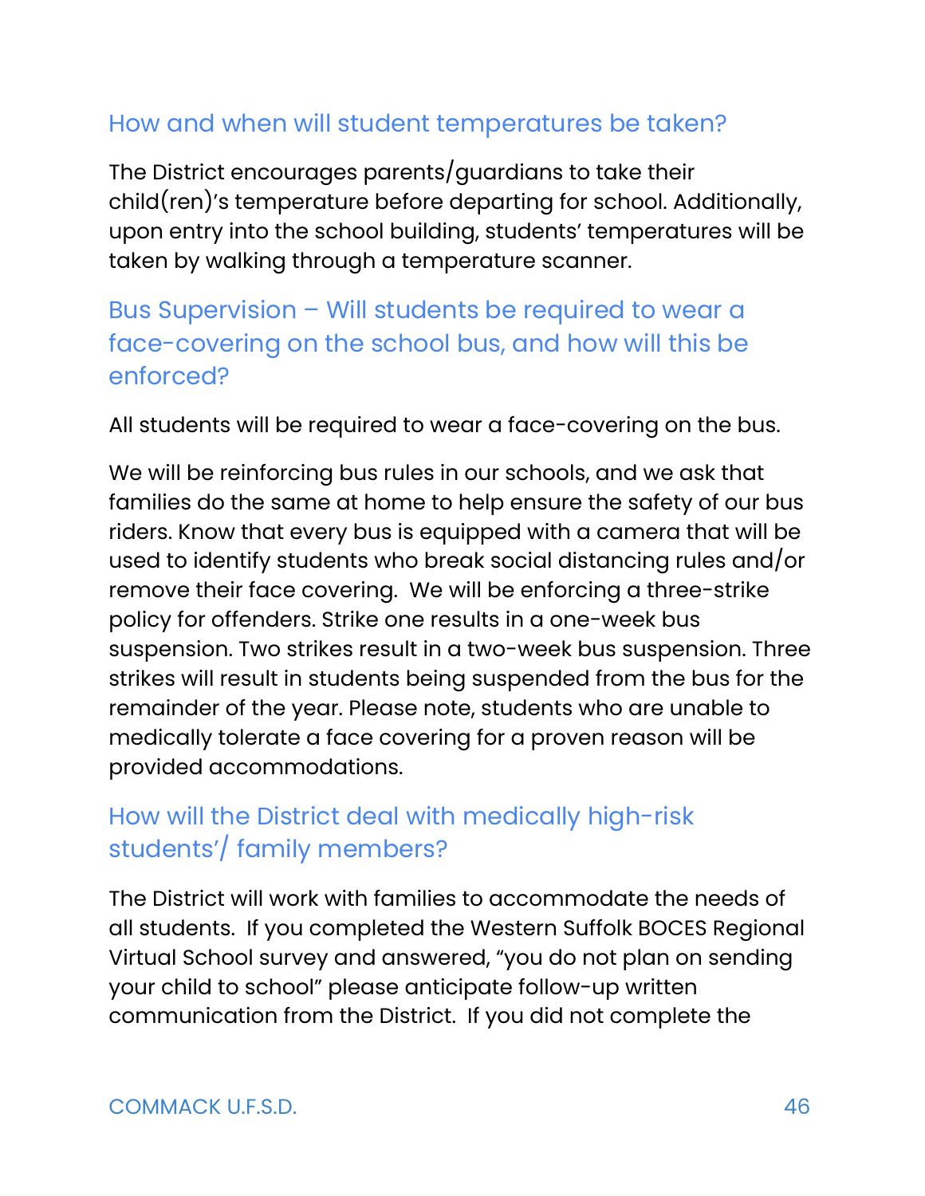## How and when will student temperatures be taken?

The District encourages parents/guardians to take their child(ren)'s temperature before departing for school. Additionally, upon entry into the school building, students' temperatures will be taken by walking through a temperature scanner.

## Bus Supervision – Will students be required to wear a face-covering on the school bus, and how will this be enforced?

All students will be required to wear a face-covering on the bus.

We will be reinforcing bus rules in our schools, and we ask that families do the same at home to help ensure the safety of our bus riders. Know that every bus is equipped with a camera that will be used to identify students who break social distancing rules and/or remove their face covering. We will be enforcing a three-strike policy for offenders. Strike one results in a one-week bus suspension. Two strikes result in a two-week bus suspension. Three strikes will result in students being suspended from the bus for the remainder of the year. Please note, students who are unable to medically tolerate a face covering for a proven reason will be provided accommodations.

## How will the District deal with medically high-risk students'/ family members?

The District will work with families to accommodate the needs of all students. If you completed the Western Suffolk BOCES Regional Virtual School survey and answered, "you do not plan on sending your child to school" please anticipate follow-up written communication from the District. If you did not complete the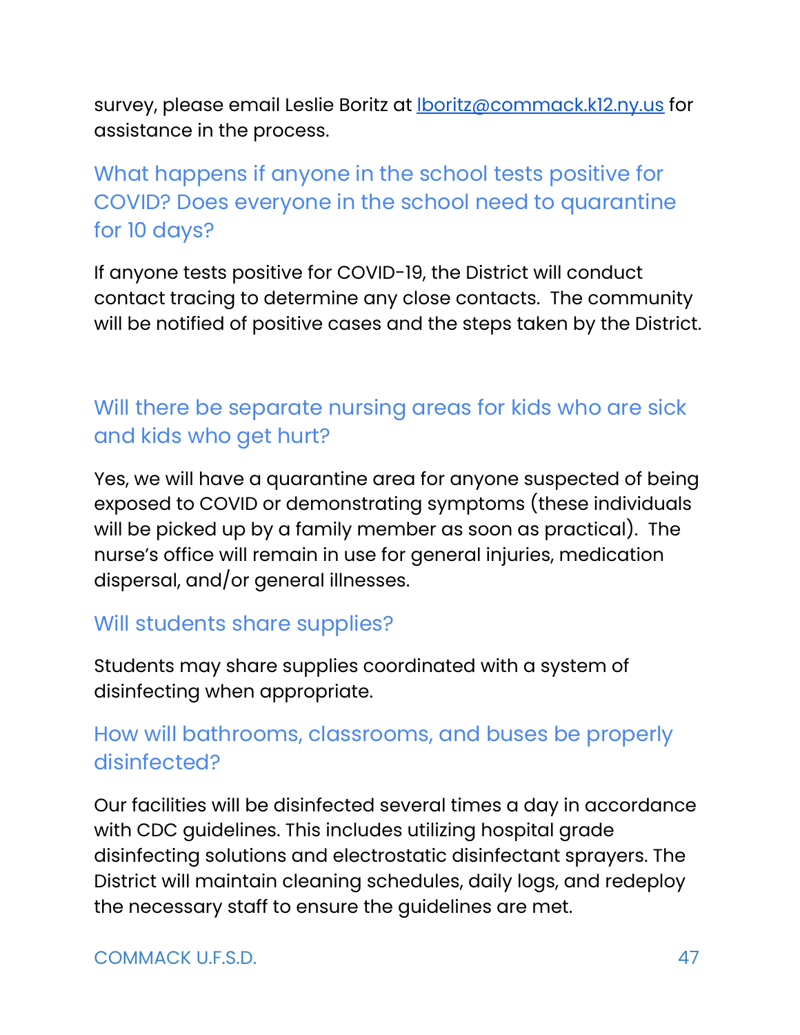survey, please email Leslie Boritz at [lboritz@commack.k12.ny.us](mailto:lboritz@commack.k12.ny.us) for assistance in the process.

### What happens if anyone in the school tests positive for COVID? Does everyone in the school need to quarantine for 10 days?

If anyone tests positive for COVID-19, the District will conduct contact tracing to determine any close contacts. The community will be notified of positive cases and the steps taken by the District.

### Will there be separate nursing areas for kids who are sick and kids who get hurt?

Yes, we will have a quarantine area for anyone suspected of being exposed to COVID or demonstrating symptoms (these individuals will be picked up by a family member as soon as practical). The nurse's office will remain in use for general injuries, medication dispersal, and/or general illnesses.

### Will students share supplies?

Students may share supplies coordinated with a system of disinfecting when appropriate.

### How will bathrooms, classrooms, and buses be properly disinfected?

Our facilities will be disinfected several times a day in accordance with CDC guidelines. This includes utilizing hospital grade disinfecting solutions and electrostatic disinfectant sprayers. The District will maintain cleaning schedules, daily logs, and redeploy the necessary staff to ensure the guidelines are met.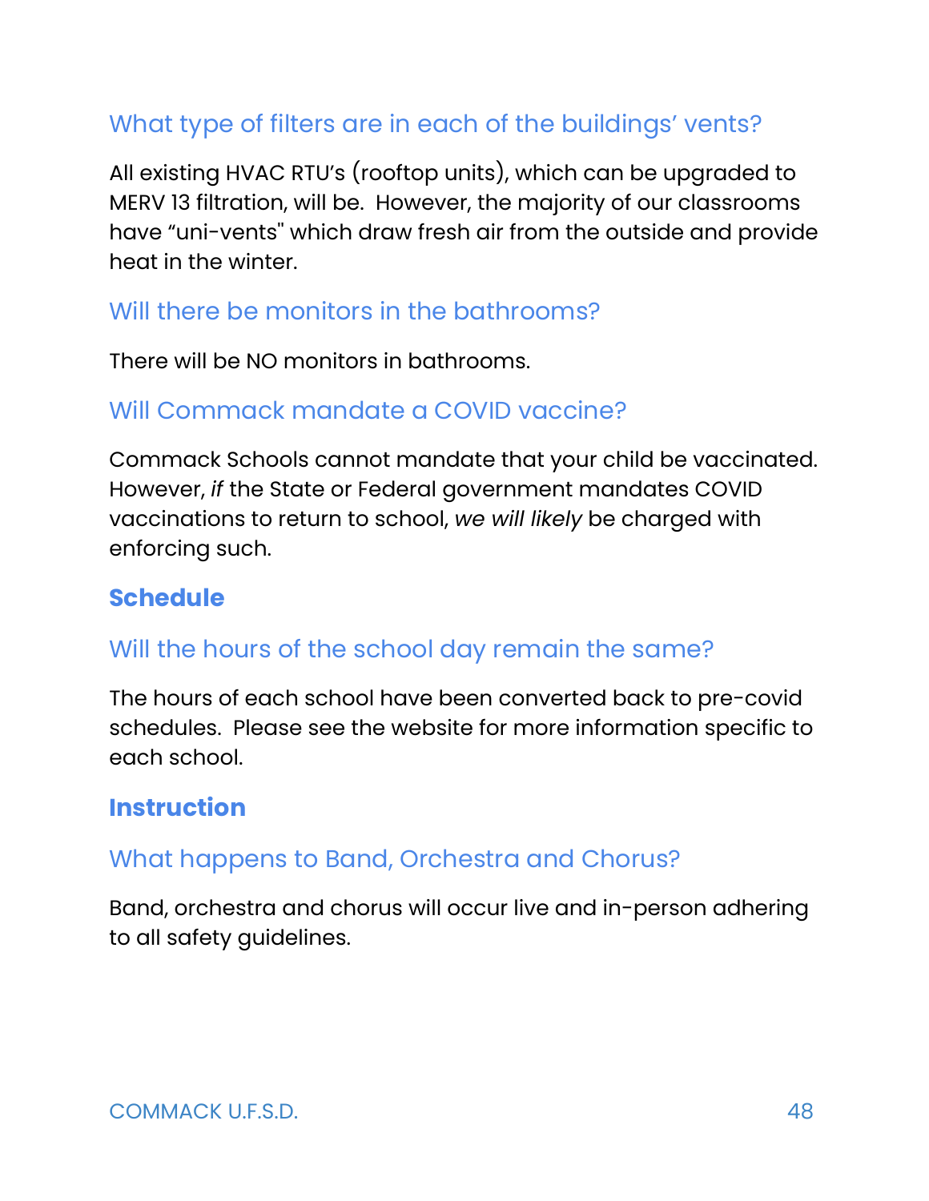### What type of filters are in each of the buildings' vents?

All existing HVAC RTU's (rooftop units), which can be upgraded to MERV 13 filtration, will be.  However, the majority of our classrooms have "uni-vents" which draw fresh air from the outside and provide heat in the winter.

### Will there be monitors in the bathrooms?

There will be NO monitors in bathrooms.

### Will Commack mandate a COVID vaccine?

Commack Schools cannot mandate that your child be vaccinated. However, *if* the State or Federal government mandates COVID vaccinations to return to school, *we will likely* be charged with enforcing such.

## Schedule

### Will the hours of the school day remain the same?

The hours of each school have been converted back to pre-covid schedules.  Please see the website for more information specific to each school.

## Instruction

### What happens to Band, Orchestra and Chorus?

Band, orchestra and chorus will occur live and in-person adhering to all safety guidelines.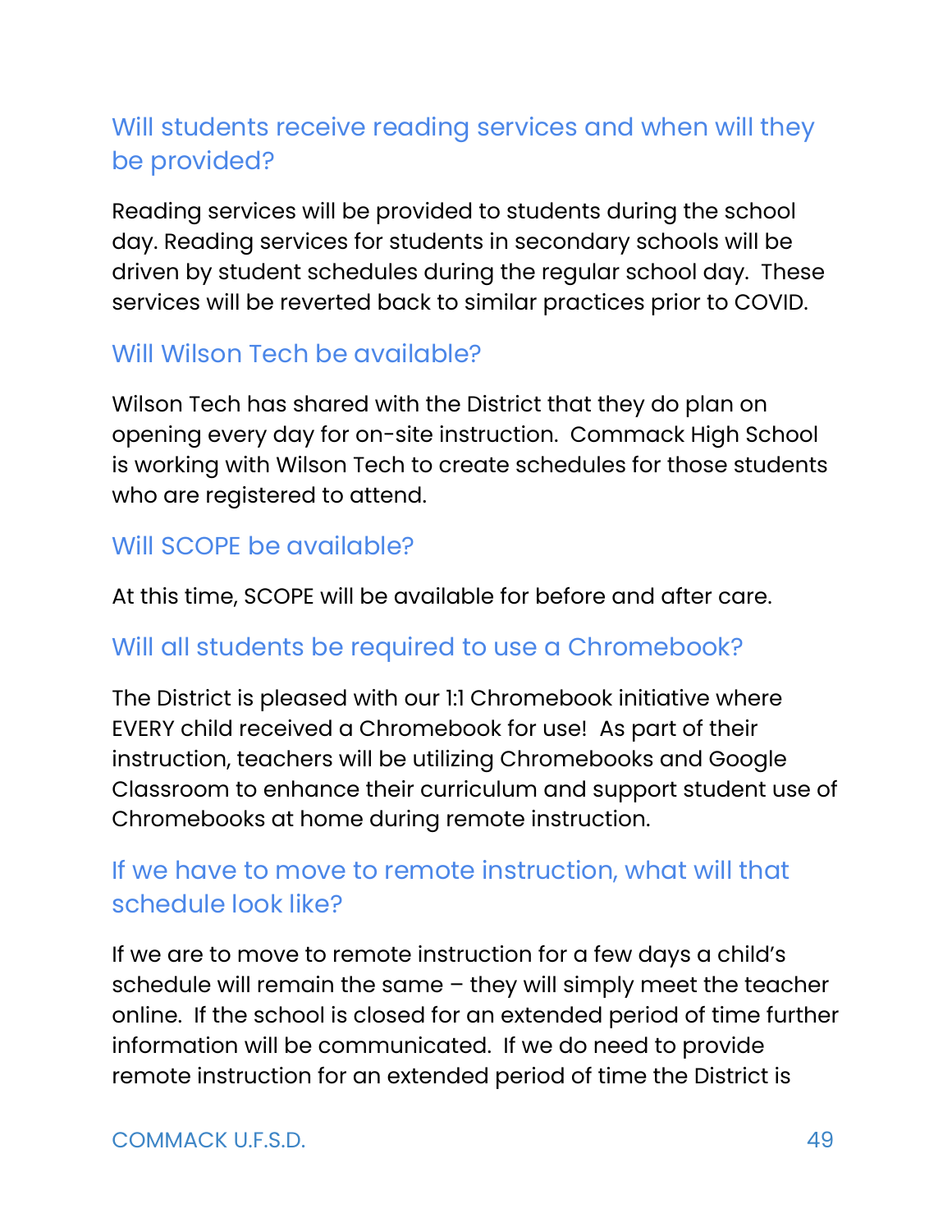## Will students receive reading services and when will they be provided?

Reading services will be provided to students during the school day. Reading services for students in secondary schools will be driven by student schedules during the regular school day. These services will be reverted back to similar practices prior to COVID.

## Will Wilson Tech be available?

Wilson Tech has shared with the District that they do plan on opening every day for on-site instruction. Commack High School is working with Wilson Tech to create schedules for those students who are registered to attend.

## Will SCOPE be available?

At this time, SCOPE will be available for before and after care.

## Will all students be required to use a Chromebook?

The District is pleased with our 1:1 Chromebook initiative where EVERY child received a Chromebook for use! As part of their instruction, teachers will be utilizing Chromebooks and Google Classroom to enhance their curriculum and support student use of Chromebooks at home during remote instruction.

## If we have to move to remote instruction, what will that schedule look like?

If we are to move to remote instruction for a few days a child's schedule will remain the same – they will simply meet the teacher online. If the school is closed for an extended period of time further information will be communicated. If we do need to provide remote instruction for an extended period of time the District is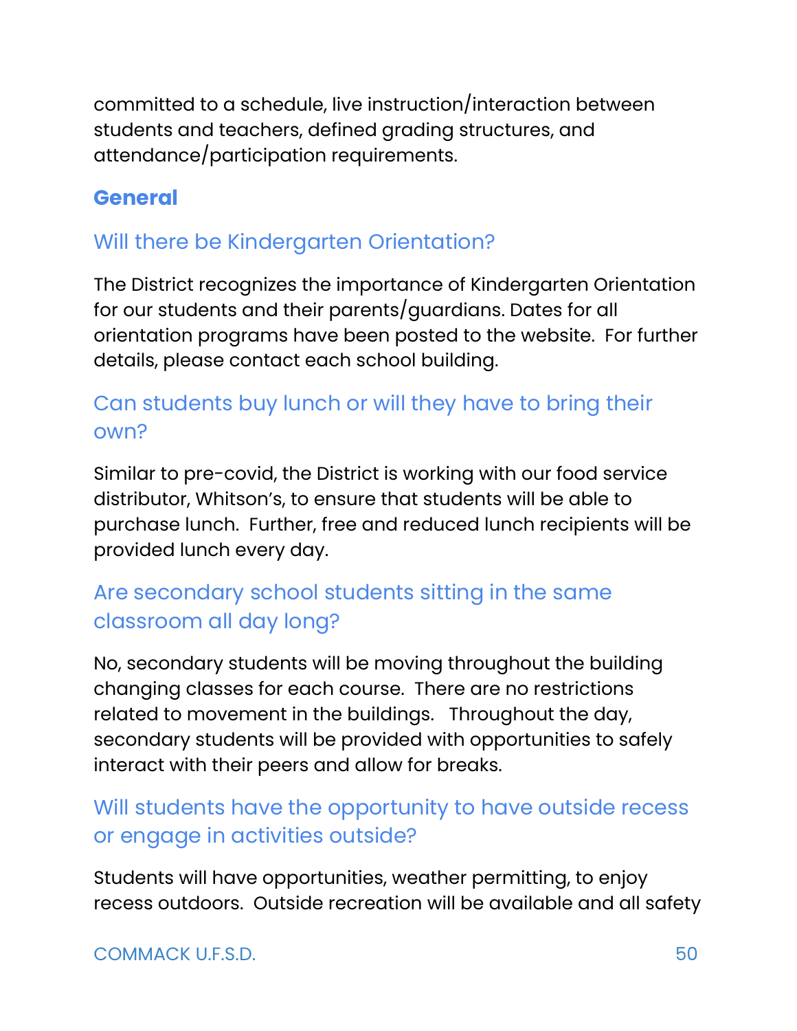committed to a schedule, live instruction/interaction between students and teachers, defined grading structures, and attendance/participation requirements.

## General

### Will there be Kindergarten Orientation?

The District recognizes the importance of Kindergarten Orientation for our students and their parents/guardians. Dates for all orientation programs have been posted to the website. For further details, please contact each school building.

### Can students buy lunch or will they have to bring their own?

Similar to pre-covid, the District is working with our food service distributor, Whitson's, to ensure that students will be able to purchase lunch. Further, free and reduced lunch recipients will be provided lunch every day.

### Are secondary school students sitting in the same classroom all day long?

No, secondary students will be moving throughout the building changing classes for each course. There are no restrictions related to movement in the buildings. Throughout the day, secondary students will be provided with opportunities to safely interact with their peers and allow for breaks.

### Will students have the opportunity to have outside recess or engage in activities outside?

Students will have opportunities, weather permitting, to enjoy recess outdoors. Outside recreation will be available and all safety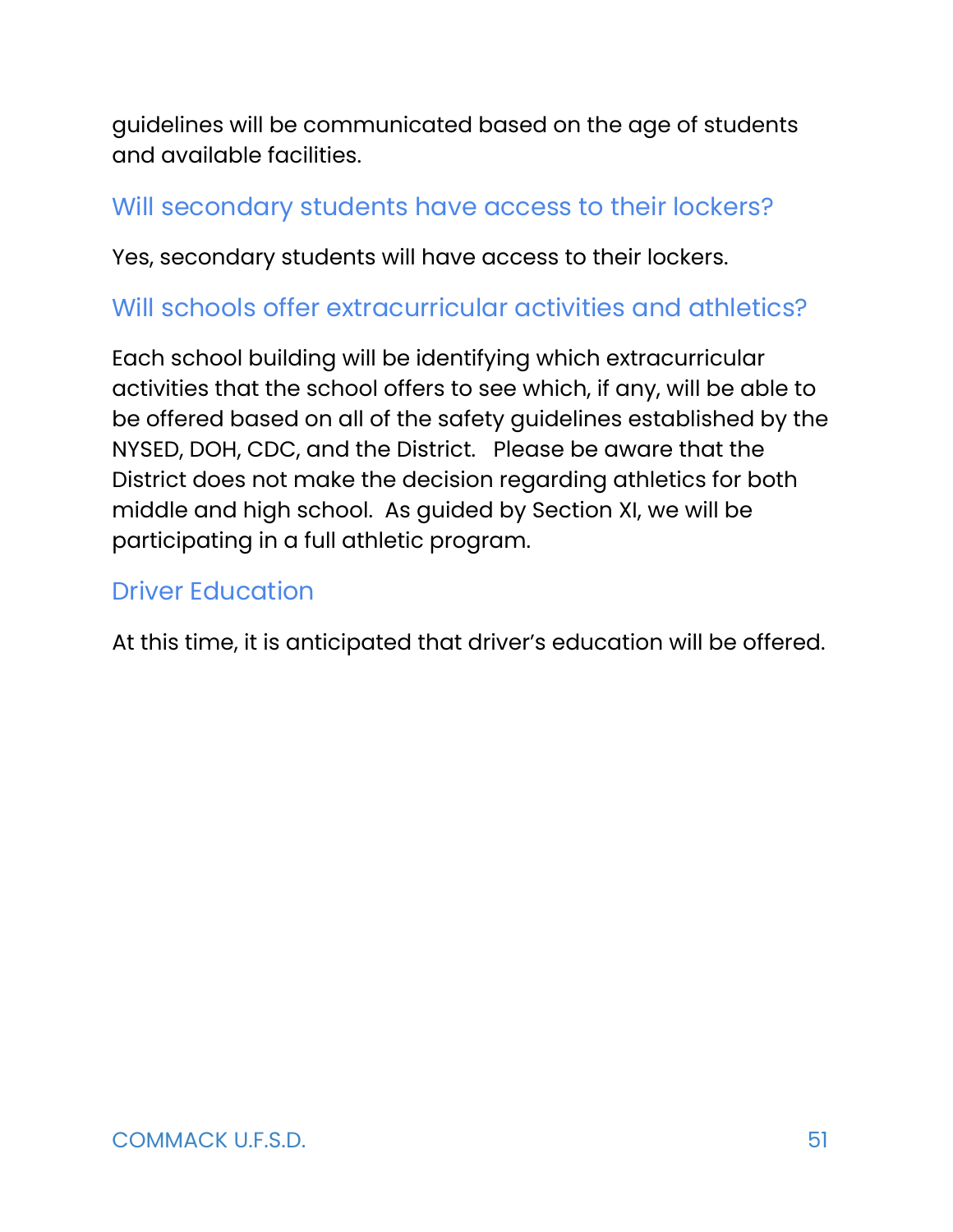guidelines will be communicated based on the age of students and available facilities.

### Will secondary students have access to their lockers?

Yes, secondary students will have access to their lockers.

### Will schools offer extracurricular activities and athletics?

Each school building will be identifying which extracurricular activities that the school offers to see which, if any, will be able to be offered based on all of the safety guidelines established by the NYSED, DOH, CDC, and the District. Please be aware that the District does not make the decision regarding athletics for both middle and high school. As guided by Section XI, we will be participating in a full athletic program.

### Driver Education

At this time, it is anticipated that driver's education will be offered.